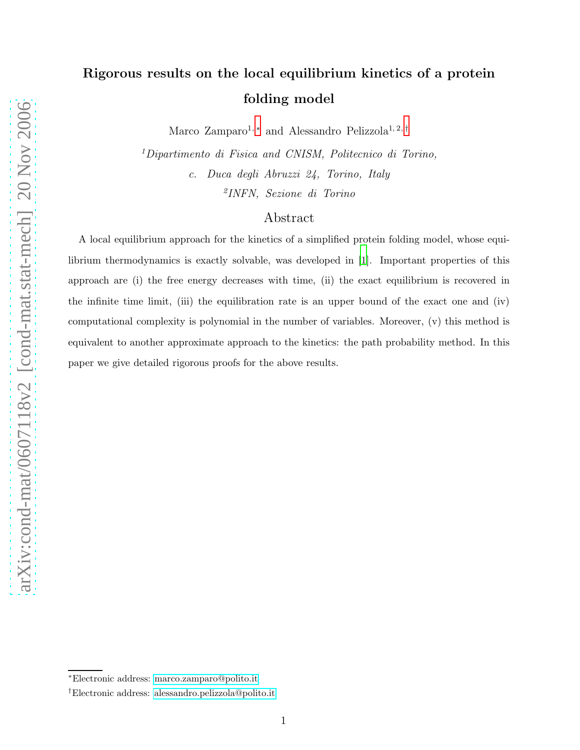# Rigorous results on the local equilibrium kinetics of a protein folding model

Marco Zamparo[1,*] and Alessandro Pelizzola[1,2,†]

[1] *Dipartimento di Fisica and CNISM, Politecnico di Torino, c. Duca degli Abruzzi 24, Torino, Italy*

[2] *INFN, Sezione di Torino*

## Abstract

A local equilibrium approach for the kinetics of a simplified protein folding model, whose equilibrium thermodynamics is exactly solvable, was developed in [1]. Important properties of this approach are (i) the free energy decreases with time, (ii) the exact equilibrium is recovered in the infinite time limit, (iii) the equilibration rate is an upper bound of the exact one and (iv) computational complexity is polynomial in the number of variables. Moreover, (v) this method is equivalent to another approximate approach to the kinetics: the path probability method. In this paper we give detailed rigorous proofs for the above results.

---

*Electronic address: marco.zamparo@polito.it

†Electronic address: alessandro.pelizzola@polito.it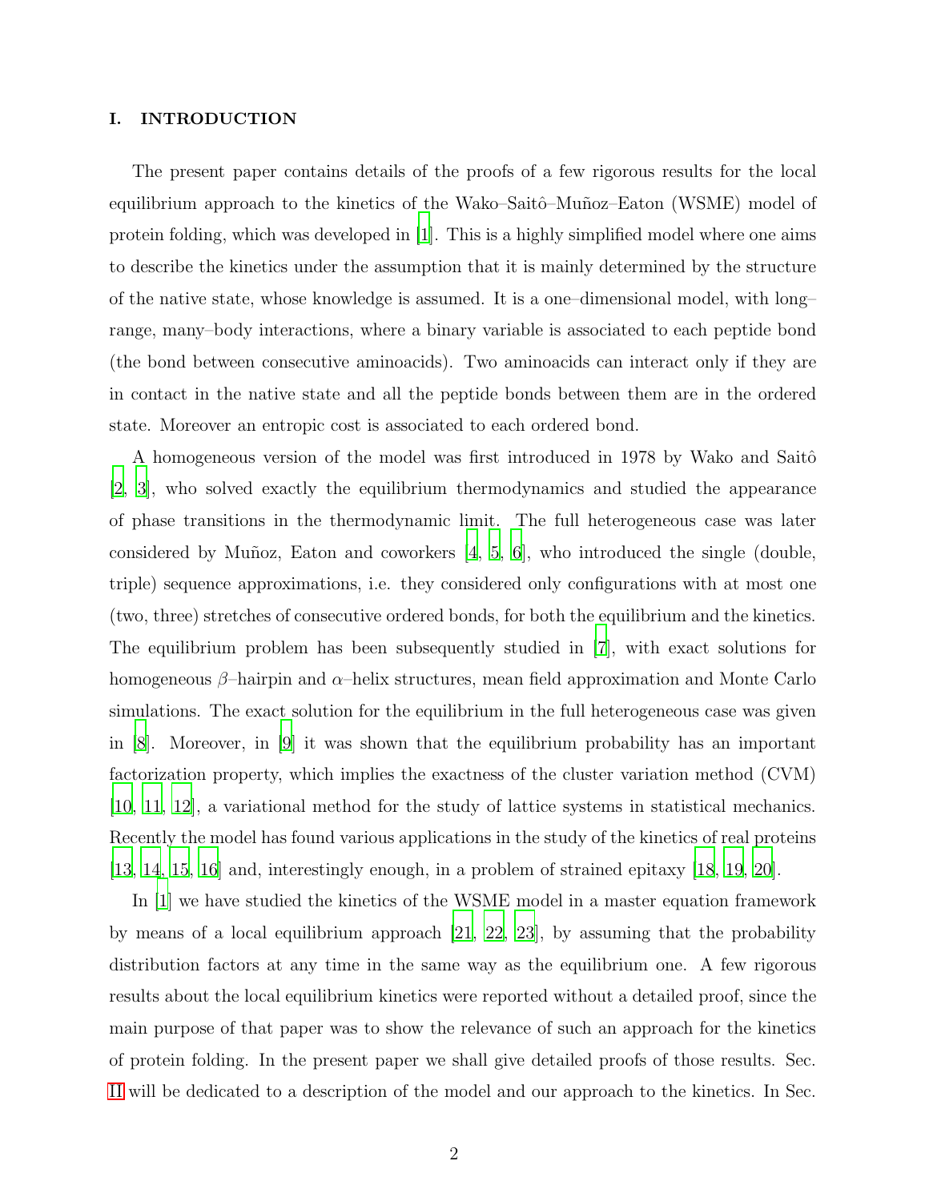## I. INTRODUCTION

The present paper contains details of the proofs of a few rigorous results for the local equilibrium approach to the kinetics of the Wako–Saitô–Muñoz–Eaton (WSME) model of protein folding, which was developed in [1]. This is a highly simplified model where one aims to describe the kinetics under the assumption that it is mainly determined by the structure of the native state, whose knowledge is assumed. It is a one–dimensional model, with long–range, many–body interactions, where a binary variable is associated to each peptide bond (the bond between consecutive aminoacids). Two aminoacids can interact only if they are in contact in the native state and all the peptide bonds between them are in the ordered state. Moreover an entropic cost is associated to each ordered bond.

A homogeneous version of the model was first introduced in 1978 by Wako and Saitô [2, 3], who solved exactly the equilibrium thermodynamics and studied the appearance of phase transitions in the thermodynamic limit. The full heterogeneous case was later considered by Muñoz, Eaton and coworkers [4, 5, 6], who introduced the single (double, triple) sequence approximations, i.e. they considered only configurations with at most one (two, three) stretches of consecutive ordered bonds, for both the equilibrium and the kinetics. The equilibrium problem has been subsequently studied in [7], with exact solutions for homogeneous $\beta$–hairpin and $\alpha$–helix structures, mean field approximation and Monte Carlo simulations. The exact solution for the equilibrium in the full heterogeneous case was given in [8]. Moreover, in [9] it was shown that the equilibrium probability has an important factorization property, which implies the exactness of the cluster variation method (CVM) [10, 11, 12], a variational method for the study of lattice systems in statistical mechanics. Recently the model has found various applications in the study of the kinetics of real proteins [13, 14, 15, 16] and, interestingly enough, in a problem of strained epitaxy [18, 19, 20].

In [1] we have studied the kinetics of the WSME model in a master equation framework by means of a local equilibrium approach [21, 22, 23], by assuming that the probability distribution factors at any time in the same way as the equilibrium one. A few rigorous results about the local equilibrium kinetics were reported without a detailed proof, since the main purpose of that paper was to show the relevance of such an approach for the kinetics of protein folding. In the present paper we shall give detailed proofs of those results. Sec. II will be dedicated to a description of the model and our approach to the kinetics. In Sec.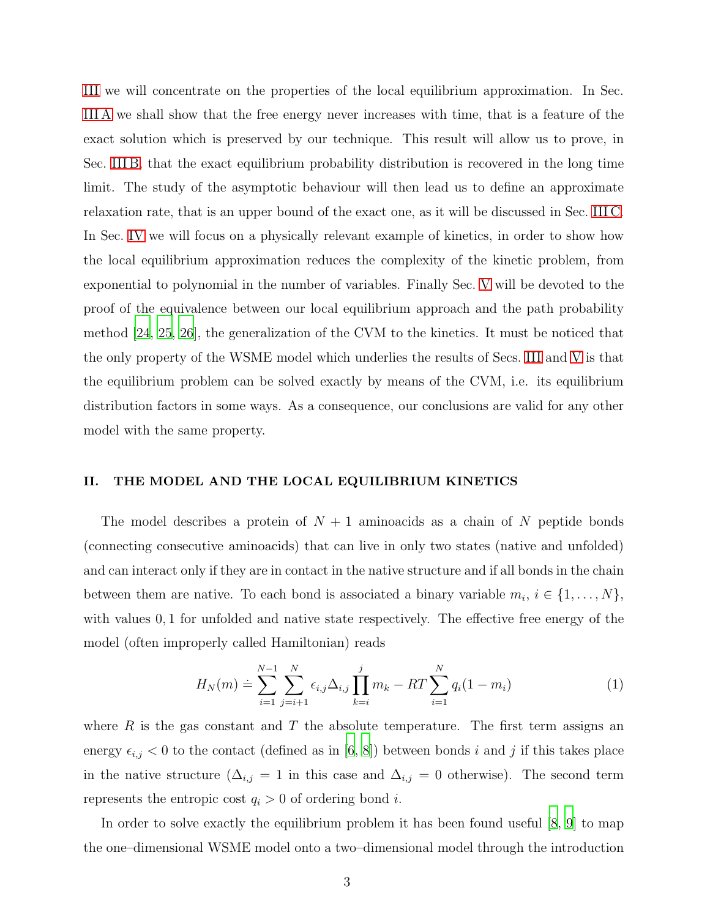III we will concentrate on the properties of the local equilibrium approximation. In Sec. III A we shall show that the free energy never increases with time, that is a feature of the exact solution which is preserved by our technique. This result will allow us to prove, in Sec. III B, that the exact equilibrium probability distribution is recovered in the long time limit. The study of the asymptotic behaviour will then lead us to define an approximate relaxation rate, that is an upper bound of the exact one, as it will be discussed in Sec. III C. In Sec. IV we will focus on a physically relevant example of kinetics, in order to show how the local equilibrium approximation reduces the complexity of the kinetic problem, from exponential to polynomial in the number of variables. Finally Sec. V will be devoted to the proof of the equivalence between our local equilibrium approach and the path probability method [24, 25, 26], the generalization of the CVM to the kinetics. It must be noticed that the only property of the WSME model which underlies the results of Secs. III and V is that the equilibrium problem can be solved exactly by means of the CVM, i.e. its equilibrium distribution factors in some ways. As a consequence, our conclusions are valid for any other model with the same property.

## II. THE MODEL AND THE LOCAL EQUILIBRIUM KINETICS

The model describes a protein of $N+1$ aminoacids as a chain of $N$ peptide bonds (connecting consecutive aminoacids) that can live in only two states (native and unfolded) and can interact only if they are in contact in the native structure and if all bonds in the chain between them are native. To each bond is associated a binary variable $m_i$, $i \in \{1, \ldots, N\}$, with values $0, 1$ for unfolded and native state respectively. The effective free energy of the model (often improperly called Hamiltonian) reads

$$H_N(m) \doteq \sum_{i=1}^{N-1} \sum_{j=i+1}^{N} \epsilon_{i,j} \Delta_{i,j} \prod_{k=i}^{j} m_k - RT \sum_{i=1}^{N} q_i (1 - m_i) \tag{1}$$

where $R$ is the gas constant and $T$ the absolute temperature. The first term assigns an energy $\epsilon_{i,j} < 0$ to the contact (defined as in [6, 8]) between bonds $i$ and $j$ if this takes place in the native structure ($\Delta_{i,j} = 1$ in this case and $\Delta_{i,j} = 0$ otherwise). The second term represents the entropic cost $q_i > 0$ of ordering bond $i$.

In order to solve exactly the equilibrium problem it has been found useful [8, 9] to map the one–dimensional WSME model onto a two–dimensional model through the introduction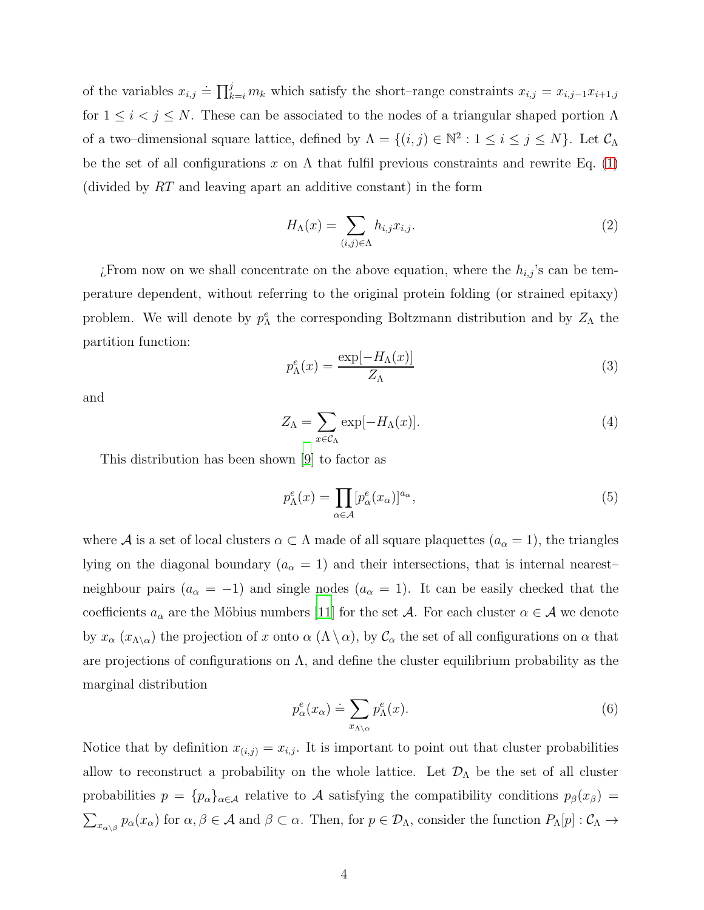of the variables $x_{i,j} \doteq \prod_{k=i}^{j} m_k$ which satisfy the short–range constraints $x_{i,j} = x_{i,j-1}x_{i+1,j}$ for $1 \leq i < j \leq N$. These can be associated to the nodes of a triangular shaped portion $\Lambda$ of a two–dimensional square lattice, defined by $\Lambda = \{(i,j) \in \mathbb{N}^2 : 1 \leq i \leq j \leq N\}$. Let $\mathcal{C}_\Lambda$ be the set of all configurations $x$ on $\Lambda$ that fulfil previous constraints and rewrite Eq. (1) (divided by $RT$ and leaving apart an additive constant) in the form

$$H_\Lambda(x) = \sum_{(i,j)\in\Lambda} h_{i,j} x_{i,j}. \tag{2}$$

¿From now on we shall concentrate on the above equation, where the $h_{i,j}$'s can be temperature dependent, without referring to the original protein folding (or strained epitaxy) problem. We will denote by $p^e_\Lambda$ the corresponding Boltzmann distribution and by $Z_\Lambda$ the partition function:

$$p^e_\Lambda(x) = \frac{\exp[-H_\Lambda(x)]}{Z_\Lambda} \tag{3}$$

and

$$Z_\Lambda = \sum_{x\in\mathcal{C}_\Lambda} \exp[-H_\Lambda(x)]. \tag{4}$$

This distribution has been shown [9] to factor as

$$p^e_\Lambda(x) = \prod_{\alpha\in\mathcal{A}} [p^e_\alpha(x_\alpha)]^{a_\alpha}, \tag{5}$$

where $\mathcal{A}$ is a set of local clusters $\alpha \subset \Lambda$ made of all square plaquettes ($a_\alpha = 1$), the triangles lying on the diagonal boundary ($a_\alpha = 1$) and their intersections, that is internal nearest–neighbour pairs ($a_\alpha = -1$) and single nodes ($a_\alpha = 1$). It can be easily checked that the coefficients $a_\alpha$ are the Möbius numbers [11] for the set $\mathcal{A}$. For each cluster $\alpha \in \mathcal{A}$ we denote by $x_\alpha$ ($x_{\Lambda\setminus\alpha}$) the projection of $x$ onto $\alpha$ ($\Lambda \setminus \alpha$), by $\mathcal{C}_\alpha$ the set of all configurations on $\alpha$ that are projections of configurations on $\Lambda$, and define the cluster equilibrium probability as the marginal distribution

$$p^e_\alpha(x_\alpha) \doteq \sum_{x_{\Lambda\setminus\alpha}} p^e_\Lambda(x). \tag{6}$$

Notice that by definition $x_{(i,j)} = x_{i,j}$. It is important to point out that cluster probabilities allow to reconstruct a probability on the whole lattice. Let $\mathcal{D}_\Lambda$ be the set of all cluster probabilities $p = \{p_\alpha\}_{\alpha\in\mathcal{A}}$ relative to $\mathcal{A}$ satisfying the compatibility conditions $p_\beta(x_\beta) = \sum_{x_{\alpha\setminus\beta}} p_\alpha(x_\alpha)$ for $\alpha, \beta \in \mathcal{A}$ and $\beta \subset \alpha$. Then, for $p \in \mathcal{D}_\Lambda$, consider the function $P_\Lambda[p] : \mathcal{C}_\Lambda \to$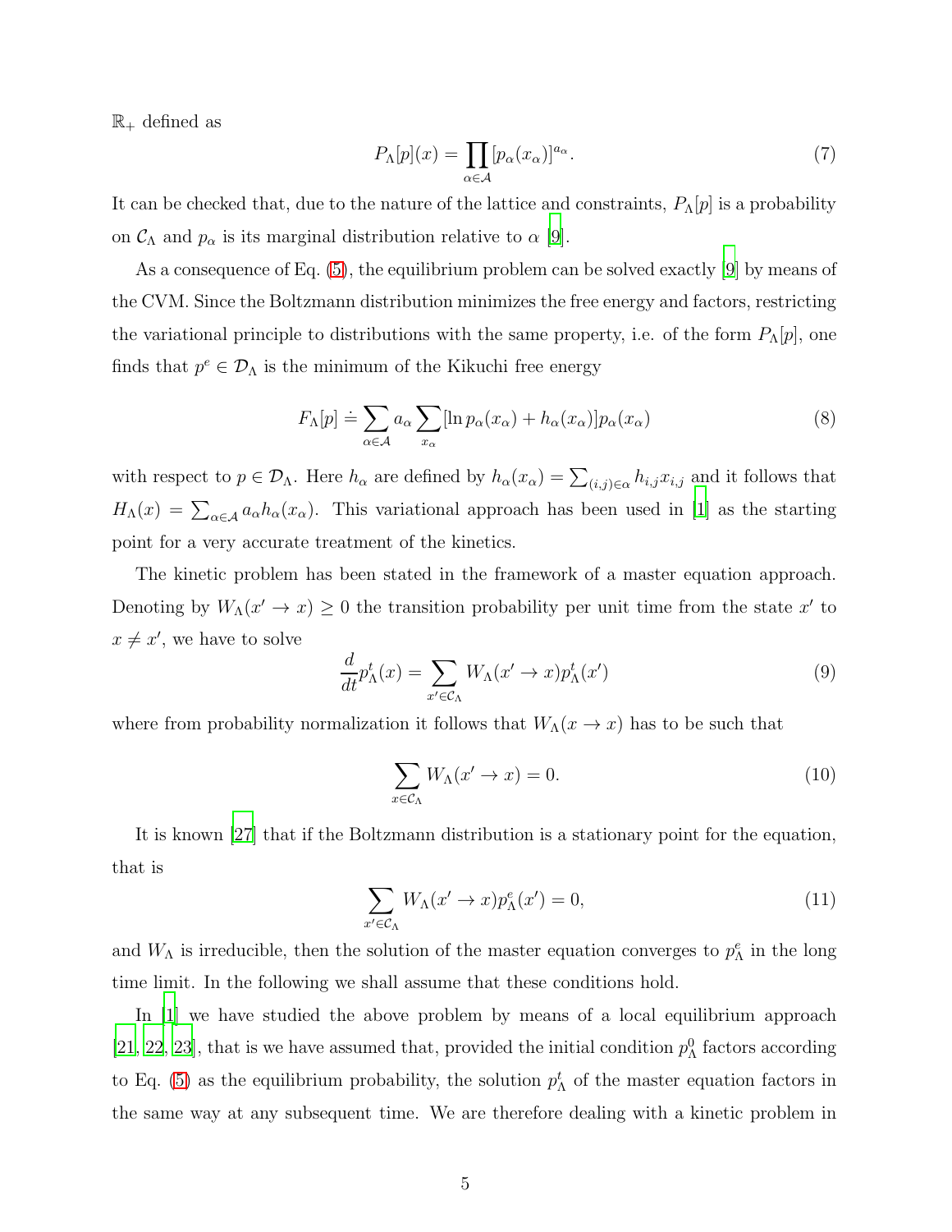$\mathbb{R}_+$ defined as

$$P_\Lambda[p](x) = \prod_{\alpha \in \mathcal{A}} [p_\alpha(x_\alpha)]^{a_\alpha}. \tag{7}$$

It can be checked that, due to the nature of the lattice and constraints, $P_\Lambda[p]$ is a probability on $\mathcal{C}_\Lambda$ and $p_\alpha$ is its marginal distribution relative to $\alpha$ [9].

As a consequence of Eq. (5), the equilibrium problem can be solved exactly [9] by means of the CVM. Since the Boltzmann distribution minimizes the free energy and factors, restricting the variational principle to distributions with the same property, i.e. of the form $P_\Lambda[p]$, one finds that $p^e \in \mathcal{D}_\Lambda$ is the minimum of the Kikuchi free energy

$$F_\Lambda[p] \doteq \sum_{\alpha \in \mathcal{A}} a_\alpha \sum_{x_\alpha} [\ln p_\alpha(x_\alpha) + h_\alpha(x_\alpha)] p_\alpha(x_\alpha) \tag{8}$$

with respect to $p \in \mathcal{D}_\Lambda$. Here $h_\alpha$ are defined by $h_\alpha(x_\alpha) = \sum_{(i,j) \in \alpha} h_{i,j} x_{i,j}$ and it follows that $H_\Lambda(x) = \sum_{\alpha \in \mathcal{A}} a_\alpha h_\alpha(x_\alpha)$. This variational approach has been used in [1] as the starting point for a very accurate treatment of the kinetics.

The kinetic problem has been stated in the framework of a master equation approach. Denoting by $W_\Lambda(x' \to x) \geq 0$ the transition probability per unit time from the state $x'$ to $x \neq x'$, we have to solve

$$\frac{d}{dt} p^t_\Lambda(x) = \sum_{x' \in \mathcal{C}_\Lambda} W_\Lambda(x' \to x) p^t_\Lambda(x') \tag{9}$$

where from probability normalization it follows that $W_\Lambda(x \to x)$ has to be such that

$$\sum_{x \in \mathcal{C}_\Lambda} W_\Lambda(x' \to x) = 0. \tag{10}$$

It is known [27] that if the Boltzmann distribution is a stationary point for the equation, that is

$$\sum_{x' \in \mathcal{C}_\Lambda} W_\Lambda(x' \to x) p^e_\Lambda(x') = 0, \tag{11}$$

and $W_\Lambda$ is irreducible, then the solution of the master equation converges to $p^e_\Lambda$ in the long time limit. In the following we shall assume that these conditions hold.

In [1] we have studied the above problem by means of a local equilibrium approach [21, 22, 23], that is we have assumed that, provided the initial condition $p^0_\Lambda$ factors according to Eq. (5) as the equilibrium probability, the solution $p^t_\Lambda$ of the master equation factors in the same way at any subsequent time. We are therefore dealing with a kinetic problem in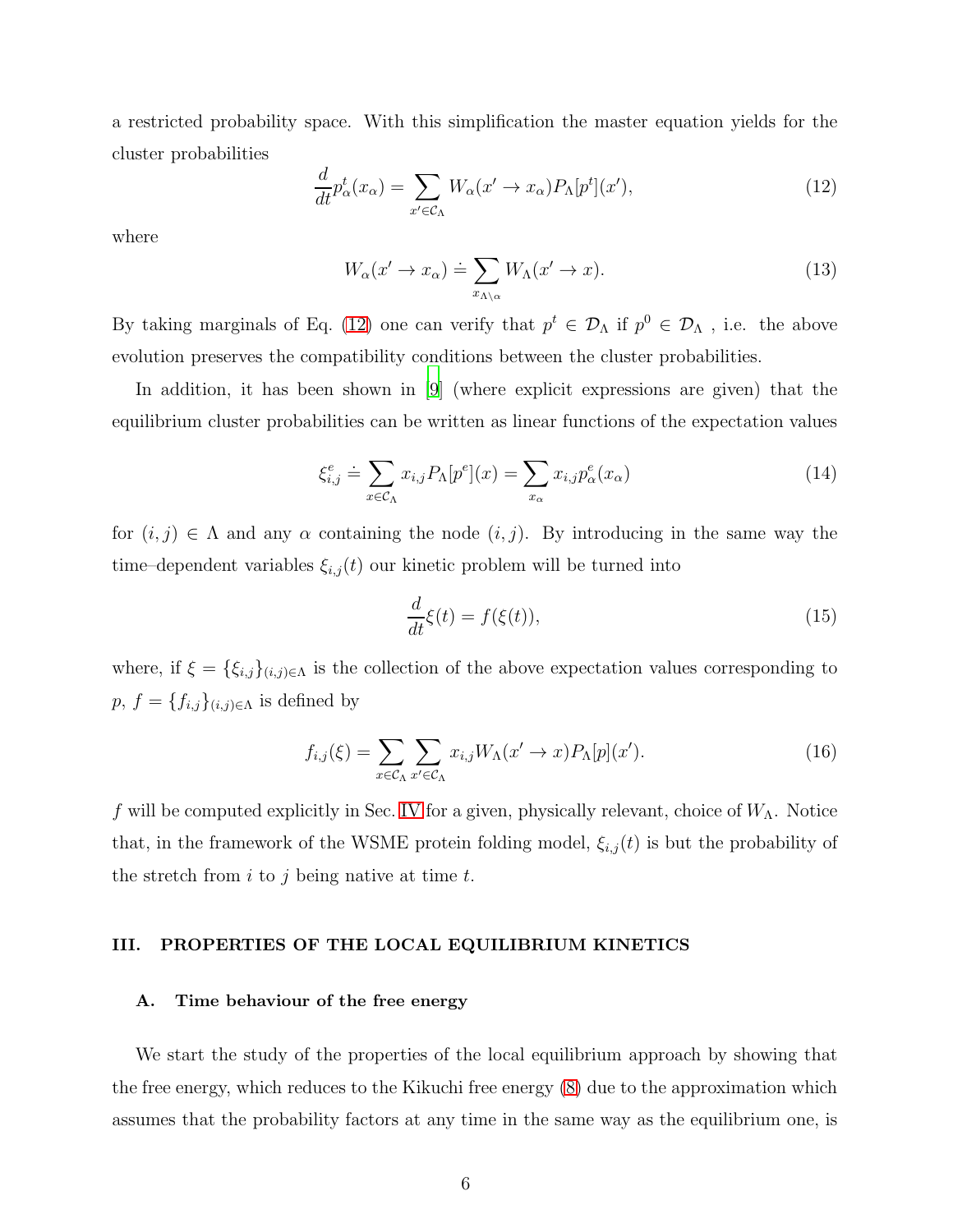a restricted probability space. With this simplification the master equation yields for the cluster probabilities

$$\frac{d}{dt} p_\alpha^t(x_\alpha) = \sum_{x' \in \mathcal{C}_\Lambda} W_\alpha(x' \to x_\alpha) P_\Lambda[p^t](x'), \tag{12}$$

where

$$W_\alpha(x' \to x_\alpha) \doteq \sum_{x_{\Lambda \setminus \alpha}} W_\Lambda(x' \to x). \tag{13}$$

By taking marginals of Eq. (12) one can verify that $p^t \in \mathcal{D}_\Lambda$ if $p^0 \in \mathcal{D}_\Lambda$ , i.e. the above evolution preserves the compatibility conditions between the cluster probabilities.

In addition, it has been shown in [9] (where explicit expressions are given) that the equilibrium cluster probabilities can be written as linear functions of the expectation values

$$\xi_{i,j}^e \doteq \sum_{x \in \mathcal{C}_\Lambda} x_{i,j} P_\Lambda[p^e](x) = \sum_{x_\alpha} x_{i,j} p_\alpha^e(x_\alpha) \tag{14}$$

for $(i,j) \in \Lambda$ and any $\alpha$ containing the node $(i,j)$. By introducing in the same way the time–dependent variables $\xi_{i,j}(t)$ our kinetic problem will be turned into

$$\frac{d}{dt} \xi(t) = f(\xi(t)), \tag{15}$$

where, if $\xi = \{\xi_{i,j}\}_{(i,j) \in \Lambda}$ is the collection of the above expectation values corresponding to $p$, $f = \{f_{i,j}\}_{(i,j) \in \Lambda}$ is defined by

$$f_{i,j}(\xi) = \sum_{x \in \mathcal{C}_\Lambda} \sum_{x' \in \mathcal{C}_\Lambda} x_{i,j} W_\Lambda(x' \to x) P_\Lambda[p](x'). \tag{16}$$

$f$ will be computed explicitly in Sec. IV for a given, physically relevant, choice of $W_\Lambda$. Notice that, in the framework of the WSME protein folding model, $\xi_{i,j}(t)$ is but the probability of the stretch from $i$ to $j$ being native at time $t$.

## III. PROPERTIES OF THE LOCAL EQUILIBRIUM KINETICS

### A. Time behaviour of the free energy

We start the study of the properties of the local equilibrium approach by showing that the free energy, which reduces to the Kikuchi free energy (8) due to the approximation which assumes that the probability factors at any time in the same way as the equilibrium one, is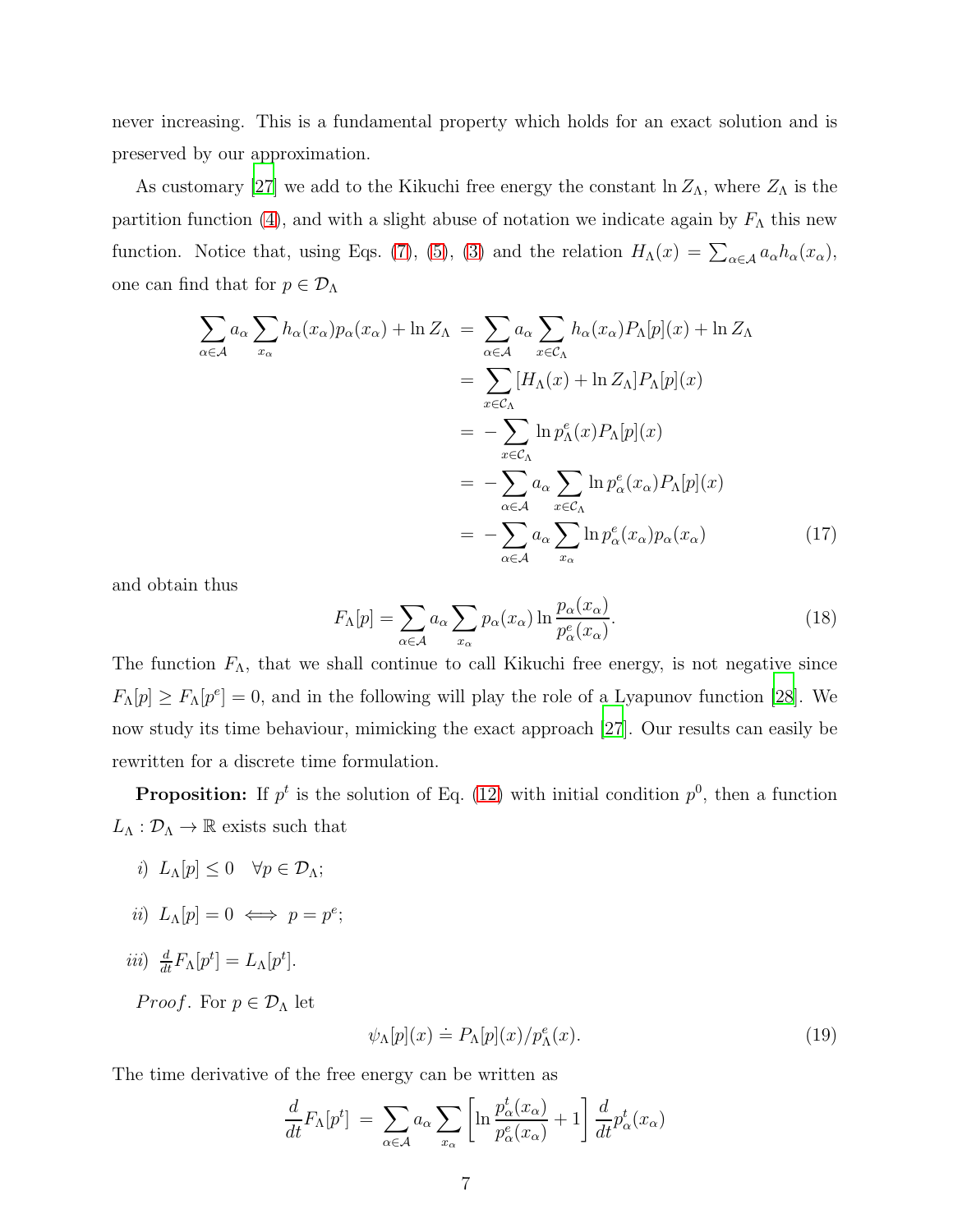never increasing. This is a fundamental property which holds for an exact solution and is preserved by our approximation.

As customary [27] we add to the Kikuchi free energy the constant $\ln Z_\Lambda$, where $Z_\Lambda$ is the partition function (4), and with a slight abuse of notation we indicate again by $F_\Lambda$ this new function. Notice that, using Eqs. (7), (5), (3) and the relation $H_\Lambda(x) = \sum_{\alpha \in \mathcal{A}} a_\alpha h_\alpha(x_\alpha)$, one can find that for $p \in \mathcal{D}_\Lambda$

$$
\begin{aligned}
\sum_{\alpha \in \mathcal{A}} a_\alpha \sum_{x_\alpha} h_\alpha(x_\alpha) p_\alpha(x_\alpha) + \ln Z_\Lambda &= \sum_{\alpha \in \mathcal{A}} a_\alpha \sum_{x \in \mathcal{C}_\Lambda} h_\alpha(x_\alpha) P_\Lambda[p](x) + \ln Z_\Lambda \\
&= \sum_{x \in \mathcal{C}_\Lambda} [H_\Lambda(x) + \ln Z_\Lambda] P_\Lambda[p](x) \\
&= - \sum_{x \in \mathcal{C}_\Lambda} \ln p^e_\Lambda(x) P_\Lambda[p](x) \\
&= - \sum_{\alpha \in \mathcal{A}} a_\alpha \sum_{x \in \mathcal{C}_\Lambda} \ln p^e_\alpha(x_\alpha) P_\Lambda[p](x) \\
&= - \sum_{\alpha \in \mathcal{A}} a_\alpha \sum_{x_\alpha} \ln p^e_\alpha(x_\alpha) p_\alpha(x_\alpha) \qquad (17)
\end{aligned}
$$

and obtain thus

$$
F_\Lambda[p] = \sum_{\alpha \in \mathcal{A}} a_\alpha \sum_{x_\alpha} p_\alpha(x_\alpha) \ln \frac{p_\alpha(x_\alpha)}{p^e_\alpha(x_\alpha)}. \qquad (18)
$$

The function $F_\Lambda$, that we shall continue to call Kikuchi free energy, is not negative since $F_\Lambda[p] \geq F_\Lambda[p^e] = 0$, and in the following will play the role of a Lyapunov function [28]. We now study its time behaviour, mimicking the exact approach [27]. Our results can easily be rewritten for a discrete time formulation.

**Proposition:** If $p^t$ is the solution of Eq. (12) with initial condition $p^0$, then a function $L_\Lambda : \mathcal{D}_\Lambda \to \mathbb{R}$ exists such that

*i)* $L_\Lambda[p] \leq 0 \quad \forall p \in \mathcal{D}_\Lambda$;

*ii)* $L_\Lambda[p] = 0 \iff p = p^e$;

*iii)* $\frac{d}{dt} F_\Lambda[p^t] = L_\Lambda[p^t]$.

*Proof*. For $p \in \mathcal{D}_\Lambda$ let

$$
\psi_\Lambda[p](x) \doteq P_\Lambda[p](x) / p^e_\Lambda(x). \qquad (19)
$$

The time derivative of the free energy can be written as

$$
\frac{d}{dt} F_\Lambda[p^t] = \sum_{\alpha \in \mathcal{A}} a_\alpha \sum_{x_\alpha} \left[ \ln \frac{p^t_\alpha(x_\alpha)}{p^e_\alpha(x_\alpha)} + 1 \right] \frac{d}{dt} p^t_\alpha(x_\alpha)
$$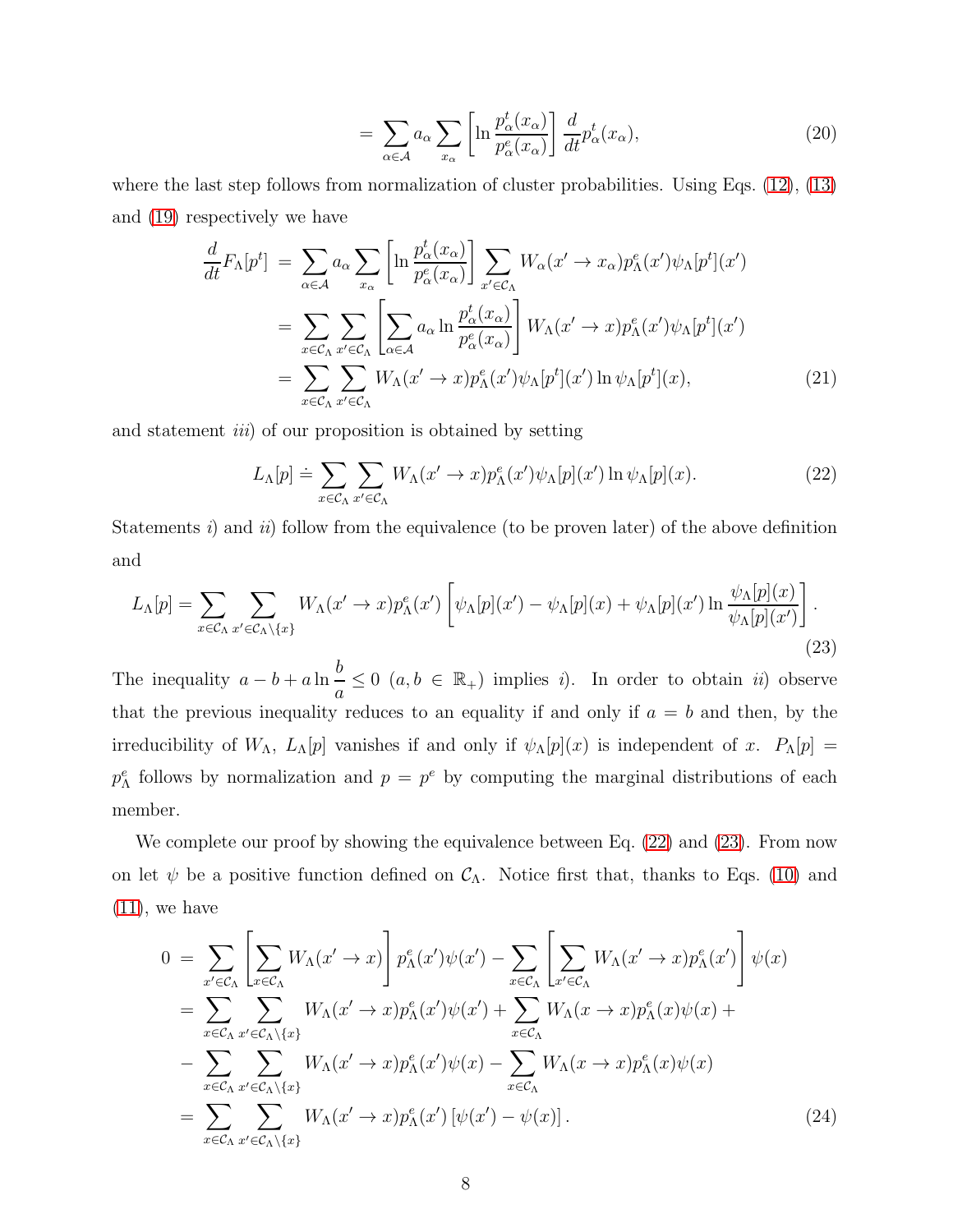$$= \sum_{\alpha \in \mathcal{A}} a_\alpha \sum_{x_\alpha} \left[ \ln \frac{p^t_\alpha(x_\alpha)}{p^e_\alpha(x_\alpha)} \right] \frac{d}{dt} p^t_\alpha(x_\alpha), \tag{20}$$

where the last step follows from normalization of cluster probabilities. Using Eqs. (12), (13) and (19) respectively we have

$$\begin{aligned}
\frac{d}{dt} F_\Lambda[p^t] &= \sum_{\alpha \in \mathcal{A}} a_\alpha \sum_{x_\alpha} \left[ \ln \frac{p^t_\alpha(x_\alpha)}{p^e_\alpha(x_\alpha)} \right] \sum_{x' \in \mathcal{C}_\Lambda} W_\alpha(x' \to x_\alpha) p^e_\Lambda(x') \psi_\Lambda[p^t](x') \\
&= \sum_{x \in \mathcal{C}_\Lambda} \sum_{x' \in \mathcal{C}_\Lambda} \left[ \sum_{\alpha \in \mathcal{A}} a_\alpha \ln \frac{p^t_\alpha(x_\alpha)}{p^e_\alpha(x_\alpha)} \right] W_\Lambda(x' \to x) p^e_\Lambda(x') \psi_\Lambda[p^t](x') \\
&= \sum_{x \in \mathcal{C}_\Lambda} \sum_{x' \in \mathcal{C}_\Lambda} W_\Lambda(x' \to x) p^e_\Lambda(x') \psi_\Lambda[p^t](x') \ln \psi_\Lambda[p^t](x),
\end{aligned} \tag{21}$$

and statement *iii*) of our proposition is obtained by setting

$$L_\Lambda[p] \doteq \sum_{x \in \mathcal{C}_\Lambda} \sum_{x' \in \mathcal{C}_\Lambda} W_\Lambda(x' \to x) p^e_\Lambda(x') \psi_\Lambda[p](x') \ln \psi_\Lambda[p](x). \tag{22}$$

Statements *i*) and *ii*) follow from the equivalence (to be proven later) of the above definition and

$$L_\Lambda[p] = \sum_{x \in \mathcal{C}_\Lambda} \sum_{x' \in \mathcal{C}_\Lambda \setminus \{x\}} W_\Lambda(x' \to x) p^e_\Lambda(x') \left[ \psi_\Lambda[p](x') - \psi_\Lambda[p](x) + \psi_\Lambda[p](x') \ln \frac{\psi_\Lambda[p](x)}{\psi_\Lambda[p](x')} \right]. \tag{23}$$

The inequality $a - b + a \ln \dfrac{b}{a} \leq 0$ $(a, b \in \mathbb{R}_+)$ implies *i*). In order to obtain *ii*) observe that the previous inequality reduces to an equality if and only if $a = b$ and then, by the irreducibility of $W_\Lambda$, $L_\Lambda[p]$ vanishes if and only if $\psi_\Lambda[p](x)$ is independent of $x$. $P_\Lambda[p] = p^e_\Lambda$ follows by normalization and $p = p^e$ by computing the marginal distributions of each member.

We complete our proof by showing the equivalence between Eq. (22) and (23). From now on let $\psi$ be a positive function defined on $\mathcal{C}_\Lambda$. Notice first that, thanks to Eqs. (10) and (11), we have

$$\begin{aligned}
0 &= \sum_{x' \in \mathcal{C}_\Lambda} \left[ \sum_{x \in \mathcal{C}_\Lambda} W_\Lambda(x' \to x) \right] p^e_\Lambda(x') \psi(x') - \sum_{x \in \mathcal{C}_\Lambda} \left[ \sum_{x' \in \mathcal{C}_\Lambda} W_\Lambda(x' \to x) p^e_\Lambda(x') \right] \psi(x) \\
&= \sum_{x \in \mathcal{C}_\Lambda} \sum_{x' \in \mathcal{C}_\Lambda \setminus \{x\}} W_\Lambda(x' \to x) p^e_\Lambda(x') \psi(x') + \sum_{x \in \mathcal{C}_\Lambda} W_\Lambda(x \to x) p^e_\Lambda(x) \psi(x) + \\
&- \sum_{x \in \mathcal{C}_\Lambda} \sum_{x' \in \mathcal{C}_\Lambda \setminus \{x\}} W_\Lambda(x' \to x) p^e_\Lambda(x') \psi(x) - \sum_{x \in \mathcal{C}_\Lambda} W_\Lambda(x \to x) p^e_\Lambda(x) \psi(x) \\
&= \sum_{x \in \mathcal{C}_\Lambda} \sum_{x' \in \mathcal{C}_\Lambda \setminus \{x\}} W_\Lambda(x' \to x) p^e_\Lambda(x') \left[ \psi(x') - \psi(x) \right].
\end{aligned} \tag{24}$$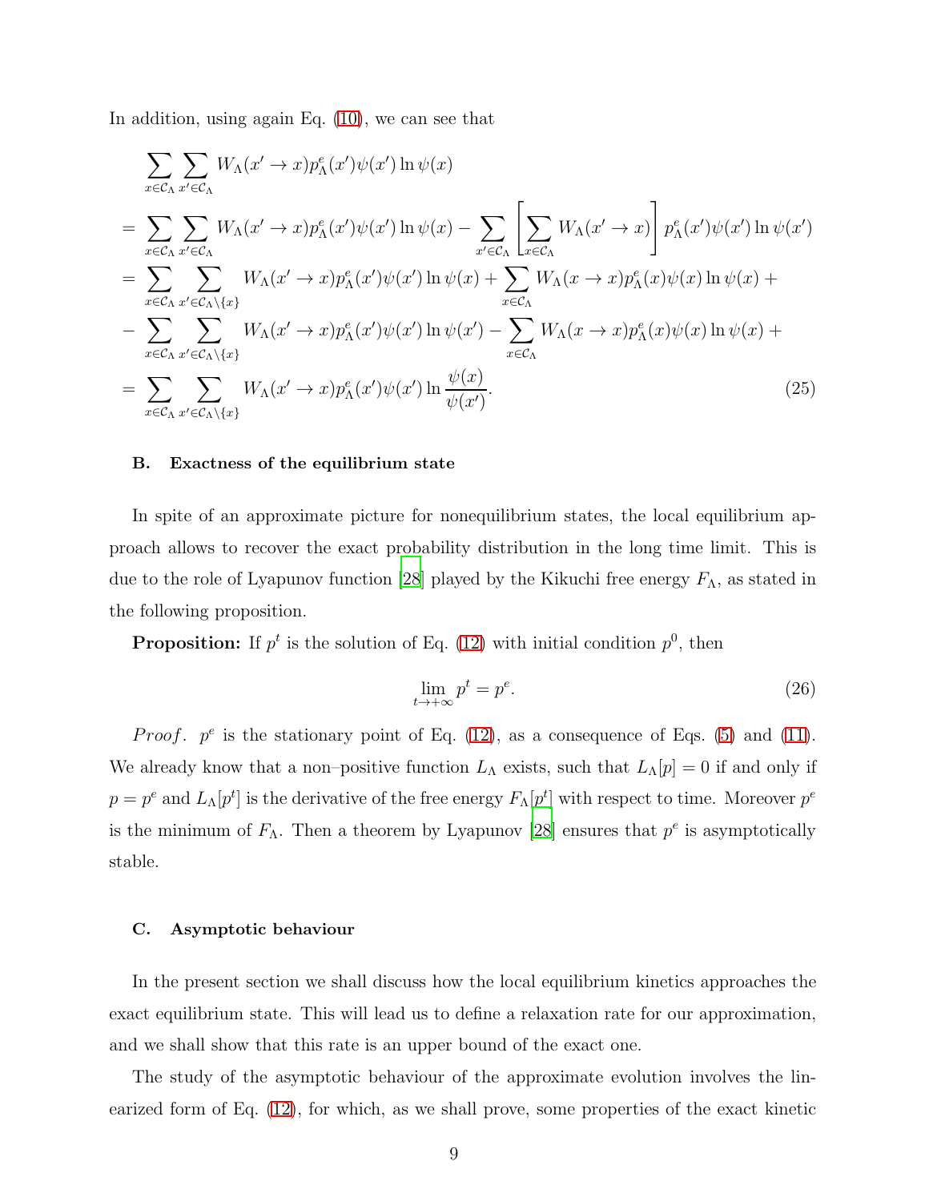In addition, using again Eq. (10), we can see that

$$
\begin{aligned}
&\sum_{x \in \mathcal{C}_\Lambda} \sum_{x' \in \mathcal{C}_\Lambda} W_\Lambda(x' \to x) p^e_\Lambda(x') \psi(x') \ln \psi(x) \\
&= \sum_{x \in \mathcal{C}_\Lambda} \sum_{x' \in \mathcal{C}_\Lambda} W_\Lambda(x' \to x) p^e_\Lambda(x') \psi(x') \ln \psi(x) - \sum_{x' \in \mathcal{C}_\Lambda} \left[ \sum_{x \in \mathcal{C}_\Lambda} W_\Lambda(x' \to x) \right] p^e_\Lambda(x') \psi(x') \ln \psi(x') \\
&= \sum_{x \in \mathcal{C}_\Lambda} \sum_{x' \in \mathcal{C}_\Lambda \setminus \{x\}} W_\Lambda(x' \to x) p^e_\Lambda(x') \psi(x') \ln \psi(x) + \sum_{x \in \mathcal{C}_\Lambda} W_\Lambda(x \to x) p^e_\Lambda(x) \psi(x) \ln \psi(x) + \\
&- \sum_{x \in \mathcal{C}_\Lambda} \sum_{x' \in \mathcal{C}_\Lambda \setminus \{x\}} W_\Lambda(x' \to x) p^e_\Lambda(x') \psi(x') \ln \psi(x') - \sum_{x \in \mathcal{C}_\Lambda} W_\Lambda(x \to x) p^e_\Lambda(x) \psi(x) \ln \psi(x) + \\
&= \sum_{x \in \mathcal{C}_\Lambda} \sum_{x' \in \mathcal{C}_\Lambda \setminus \{x\}} W_\Lambda(x' \to x) p^e_\Lambda(x') \psi(x') \ln \frac{\psi(x)}{\psi(x')}.
\end{aligned}
\tag{25}
$$

### B. Exactness of the equilibrium state

In spite of an approximate picture for nonequilibrium states, the local equilibrium approach allows to recover the exact probability distribution in the long time limit. This is due to the role of Lyapunov function [28] played by the Kikuchi free energy $F_\Lambda$, as stated in the following proposition.

**Proposition:** If $p^t$ is the solution of Eq. (12) with initial condition $p^0$, then

$$
\lim_{t \to +\infty} p^t = p^e. \tag{26}
$$

*Proof*. $p^e$ is the stationary point of Eq. (12), as a consequence of Eqs. (5) and (11). We already know that a non–positive function $L_\Lambda$ exists, such that $L_\Lambda[p] = 0$ if and only if $p = p^e$ and $L_\Lambda[p^t]$ is the derivative of the free energy $F_\Lambda[p^t]$ with respect to time. Moreover $p^e$ is the minimum of $F_\Lambda$. Then a theorem by Lyapunov [28] ensures that $p^e$ is asymptotically stable.

### C. Asymptotic behaviour

In the present section we shall discuss how the local equilibrium kinetics approaches the exact equilibrium state. This will lead us to define a relaxation rate for our approximation, and we shall show that this rate is an upper bound of the exact one.

The study of the asymptotic behaviour of the approximate evolution involves the linearized form of Eq. (12), for which, as we shall prove, some properties of the exact kinetic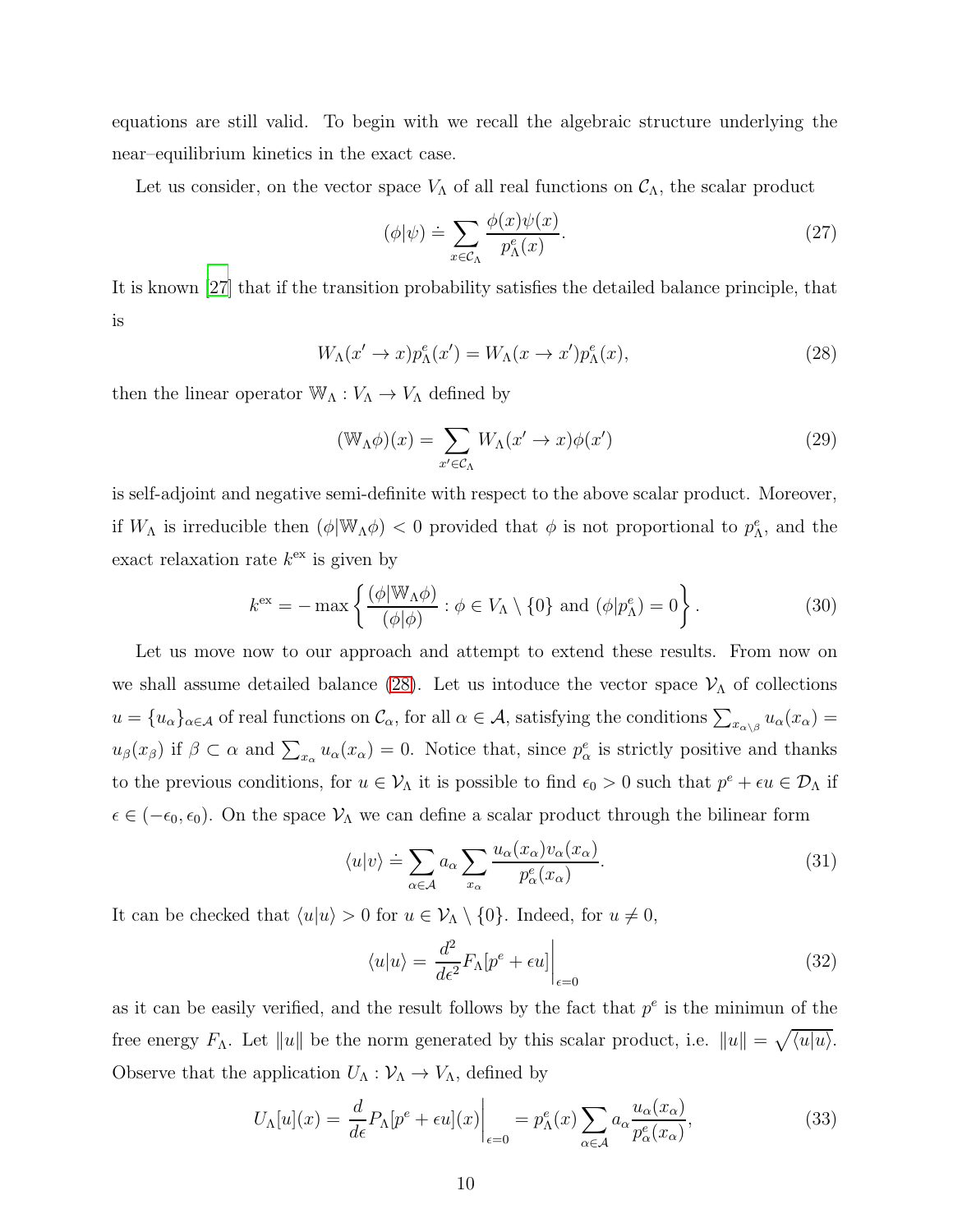equations are still valid. To begin with we recall the algebraic structure underlying the near–equilibrium kinetics in the exact case.

Let us consider, on the vector space $V_\Lambda$ of all real functions on $\mathcal{C}_\Lambda$, the scalar product

$$(\phi|\psi) \doteq \sum_{x \in \mathcal{C}_\Lambda} \frac{\phi(x)\psi(x)}{p^e_\Lambda(x)}. \tag{27}$$

It is known [27] that if the transition probability satisfies the detailed balance principle, that is

$$W_\Lambda(x' \to x) p^e_\Lambda(x') = W_\Lambda(x \to x') p^e_\Lambda(x), \tag{28}$$

then the linear operator $\mathbb{W}_\Lambda : V_\Lambda \to V_\Lambda$ defined by

$$(\mathbb{W}_\Lambda \phi)(x) = \sum_{x' \in \mathcal{C}_\Lambda} W_\Lambda(x' \to x)\phi(x') \tag{29}$$

is self-adjoint and negative semi-definite with respect to the above scalar product. Moreover, if $W_\Lambda$ is irreducible then $(\phi|\mathbb{W}_\Lambda\phi) < 0$ provided that $\phi$ is not proportional to $p^e_\Lambda$, and the exact relaxation rate $k^{\text{ex}}$ is given by

$$k^{\text{ex}} = -\max\left\{ \frac{(\phi|\mathbb{W}_\Lambda\phi)}{(\phi|\phi)} : \phi \in V_\Lambda \setminus \{0\} \text{ and } (\phi|p^e_\Lambda) = 0 \right\}. \tag{30}$$

Let us move now to our approach and attempt to extend these results. From now on we shall assume detailed balance (28). Let us intoduce the vector space $\mathcal{V}_\Lambda$ of collections $u = \{u_\alpha\}_{\alpha \in \mathcal{A}}$ of real functions on $\mathcal{C}_\alpha$, for all $\alpha \in \mathcal{A}$, satisfying the conditions $\sum_{x_{\alpha \setminus \beta}} u_\alpha(x_\alpha) = u_\beta(x_\beta)$ if $\beta \subset \alpha$ and $\sum_{x_\alpha} u_\alpha(x_\alpha) = 0$. Notice that, since $p^e_\alpha$ is strictly positive and thanks to the previous conditions, for $u \in \mathcal{V}_\Lambda$ it is possible to find $\epsilon_0 > 0$ such that $p^e + \epsilon u \in \mathcal{D}_\Lambda$ if $\epsilon \in (-\epsilon_0, \epsilon_0)$. On the space $\mathcal{V}_\Lambda$ we can define a scalar product through the bilinear form

$$\langle u|v \rangle \doteq \sum_{\alpha \in \mathcal{A}} a_\alpha \sum_{x_\alpha} \frac{u_\alpha(x_\alpha) v_\alpha(x_\alpha)}{p^e_\alpha(x_\alpha)}. \tag{31}$$

It can be checked that $\langle u|u \rangle > 0$ for $u \in \mathcal{V}_\Lambda \setminus \{0\}$. Indeed, for $u \neq 0$,

$$\langle u|u \rangle = \left. \frac{d^2}{d\epsilon^2} F_\Lambda[p^e + \epsilon u] \right|_{\epsilon=0} \tag{32}$$

as it can be easily verified, and the result follows by the fact that $p^e$ is the minimun of the free energy $F_\Lambda$. Let $\|u\|$ be the norm generated by this scalar product, i.e. $\|u\| = \sqrt{\langle u|u \rangle}$. Observe that the application $U_\Lambda : \mathcal{V}_\Lambda \to V_\Lambda$, defined by

$$U_\Lambda[u](x) = \left. \frac{d}{d\epsilon} P_\Lambda[p^e + \epsilon u](x) \right|_{\epsilon=0} = p^e_\Lambda(x) \sum_{\alpha \in \mathcal{A}} a_\alpha \frac{u_\alpha(x_\alpha)}{p^e_\alpha(x_\alpha)}, \tag{33}$$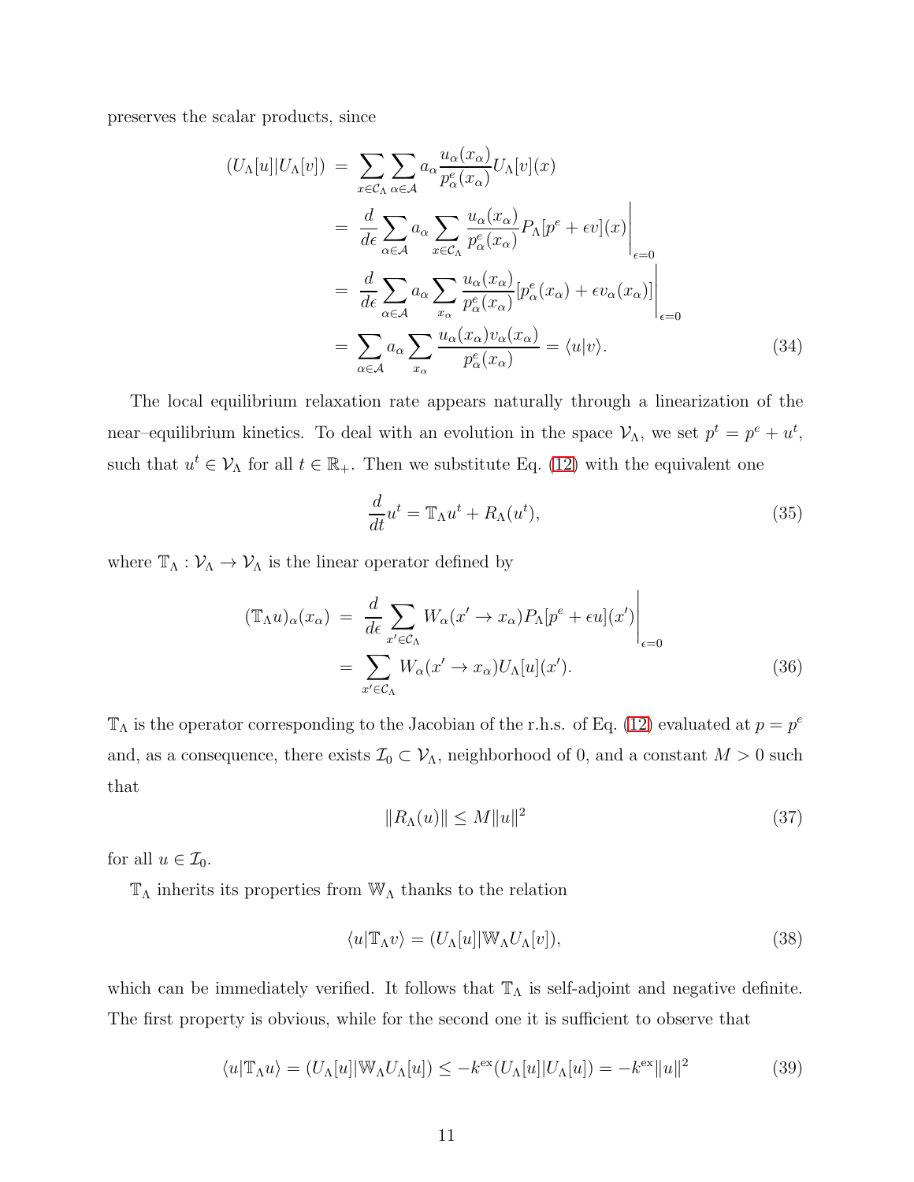preserves the scalar products, since

$$
\begin{aligned}
(U_\Lambda[u]|U_\Lambda[v]) &= \sum_{x\in\mathcal{C}_\Lambda}\sum_{\alpha\in\mathcal{A}} a_\alpha \frac{u_\alpha(x_\alpha)}{p^e_\alpha(x_\alpha)} U_\Lambda[v](x) \\
&= \frac{d}{d\epsilon}\sum_{\alpha\in\mathcal{A}} a_\alpha \sum_{x\in\mathcal{C}_\Lambda} \frac{u_\alpha(x_\alpha)}{p^e_\alpha(x_\alpha)} P_\Lambda[p^e+\epsilon v](x)\Bigg|_{\epsilon=0} \\
&= \frac{d}{d\epsilon}\sum_{\alpha\in\mathcal{A}} a_\alpha \sum_{x_\alpha} \frac{u_\alpha(x_\alpha)}{p^e_\alpha(x_\alpha)} [p^e_\alpha(x_\alpha)+\epsilon v_\alpha(x_\alpha)]\Bigg|_{\epsilon=0} \\
&= \sum_{\alpha\in\mathcal{A}} a_\alpha \sum_{x_\alpha} \frac{u_\alpha(x_\alpha)v_\alpha(x_\alpha)}{p^e_\alpha(x_\alpha)} = \langle u|v\rangle.
\end{aligned}
\tag{34}
$$

The local equilibrium relaxation rate appears naturally through a linearization of the near–equilibrium kinetics. To deal with an evolution in the space $\mathcal{V}_\Lambda$, we set $p^t = p^e + u^t$, such that $u^t \in \mathcal{V}_\Lambda$ for all $t \in \mathbb{R}_+$. Then we substitute Eq. (12) with the equivalent one

$$
\frac{d}{dt}u^t = \mathbb{T}_\Lambda u^t + R_\Lambda(u^t), \tag{35}
$$

where $\mathbb{T}_\Lambda : \mathcal{V}_\Lambda \to \mathcal{V}_\Lambda$ is the linear operator defined by

$$
\begin{aligned}
(\mathbb{T}_\Lambda u)_\alpha(x_\alpha) &= \frac{d}{d\epsilon}\sum_{x'\in\mathcal{C}_\Lambda} W_\alpha(x'\to x_\alpha) P_\Lambda[p^e+\epsilon u](x')\Bigg|_{\epsilon=0} \\
&= \sum_{x'\in\mathcal{C}_\Lambda} W_\alpha(x'\to x_\alpha) U_\Lambda[u](x').
\end{aligned}
\tag{36}
$$

$\mathbb{T}_\Lambda$ is the operator corresponding to the Jacobian of the r.h.s. of Eq. (12) evaluated at $p = p^e$ and, as a consequence, there exists $\mathcal{I}_0 \subset \mathcal{V}_\Lambda$, neighborhood of 0, and a constant $M > 0$ such that

$$
\|R_\Lambda(u)\| \le M\|u\|^2 \tag{37}
$$

for all $u \in \mathcal{I}_0$.

$\mathbb{T}_\Lambda$ inherits its properties from $\mathbb{W}_\Lambda$ thanks to the relation

$$
\langle u|\mathbb{T}_\Lambda v\rangle = (U_\Lambda[u]|\mathbb{W}_\Lambda U_\Lambda[v]), \tag{38}
$$

which can be immediately verified. It follows that $\mathbb{T}_\Lambda$ is self-adjoint and negative definite. The first property is obvious, while for the second one it is sufficient to observe that

$$
\langle u|\mathbb{T}_\Lambda u\rangle = (U_\Lambda[u]|\mathbb{W}_\Lambda U_\Lambda[u]) \le -k^{\mathrm{ex}}(U_\Lambda[u]|U_\Lambda[u]) = -k^{\mathrm{ex}}\|u\|^2 \tag{39}
$$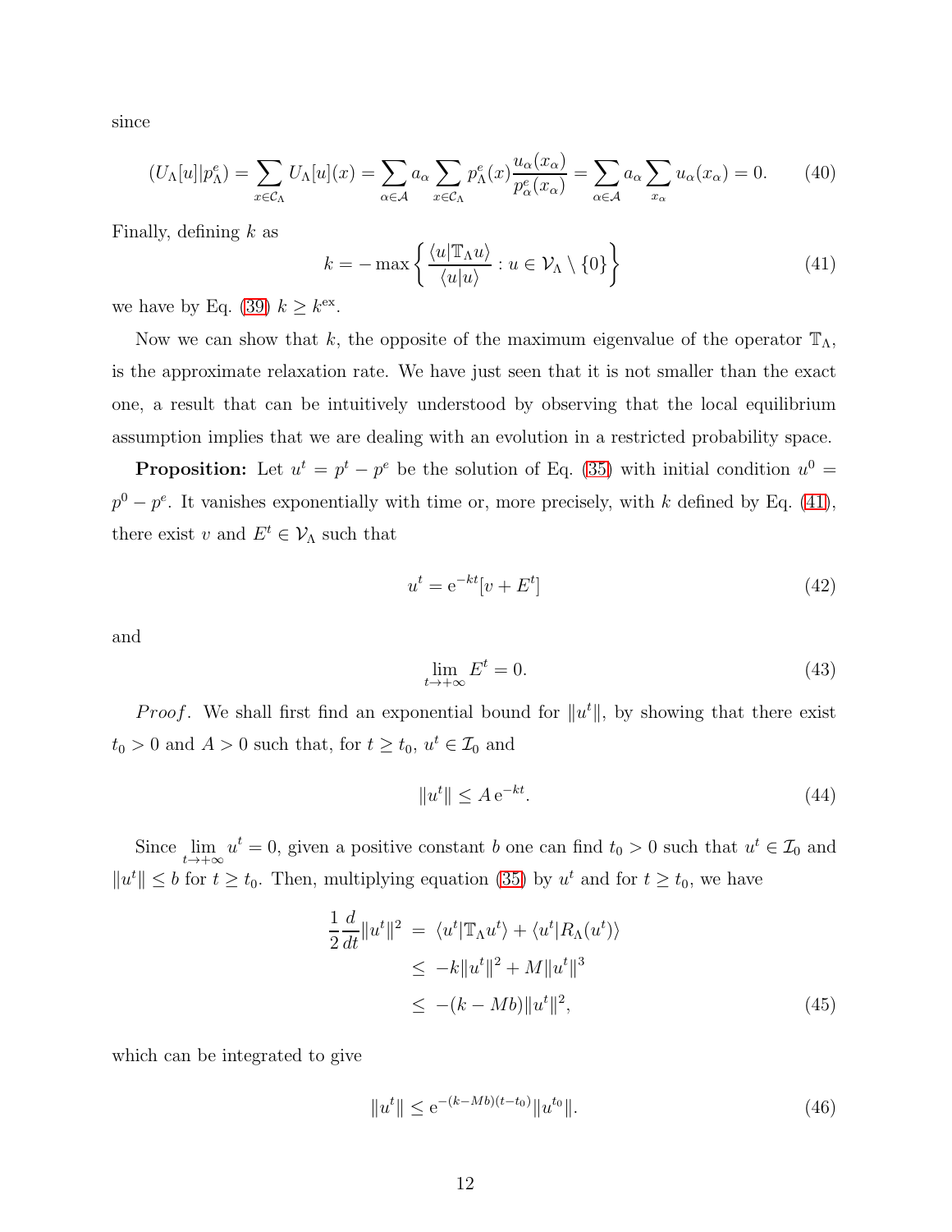since

$$(U_\Lambda[u]|p^e_\Lambda) = \sum_{x\in\mathcal{C}_\Lambda} U_\Lambda[u](x) = \sum_{\alpha\in\mathcal{A}} a_\alpha \sum_{x\in\mathcal{C}_\Lambda} p^e_\Lambda(x)\frac{u_\alpha(x_\alpha)}{p^e_\alpha(x_\alpha)} = \sum_{\alpha\in\mathcal{A}} a_\alpha \sum_{x_\alpha} u_\alpha(x_\alpha) = 0. \tag{40}$$

Finally, defining $k$ as

$$k = -\max\left\{\frac{\langle u|\mathbb{T}_\Lambda u\rangle}{\langle u|u\rangle} : u \in \mathcal{V}_\Lambda \setminus \{0\}\right\} \tag{41}$$

we have by Eq. (39) $k \geq k^{\text{ex}}$.

Now we can show that $k$, the opposite of the maximum eigenvalue of the operator $\mathbb{T}_\Lambda$, is the approximate relaxation rate. We have just seen that it is not smaller than the exact one, a result that can be intuitively understood by observing that the local equilibrium assumption implies that we are dealing with an evolution in a restricted probability space.

**Proposition:** Let $u^t = p^t - p^e$ be the solution of Eq. (35) with initial condition $u^0 = p^0 - p^e$. It vanishes exponentially with time or, more precisely, with $k$ defined by Eq. (41), there exist $v$ and $E^t \in \mathcal{V}_\Lambda$ such that

$$u^t = \mathrm{e}^{-kt}[v + E^t] \tag{42}$$

and

$$\lim_{t\to+\infty} E^t = 0. \tag{43}$$

*Proof*. We shall first find an exponential bound for $\|u^t\|$, by showing that there exist $t_0 > 0$ and $A > 0$ such that, for $t \geq t_0$, $u^t \in \mathcal{I}_0$ and

$$\|u^t\| \leq A\,\mathrm{e}^{-kt}. \tag{44}$$

Since $\lim\limits_{t\to+\infty} u^t = 0$, given a positive constant $b$ one can find $t_0 > 0$ such that $u^t \in \mathcal{I}_0$ and $\|u^t\| \leq b$ for $t \geq t_0$. Then, multiplying equation (35) by $u^t$ and for $t \geq t_0$, we have

$$\begin{aligned}\frac{1}{2}\frac{d}{dt}\|u^t\|^2 &= \langle u^t|\mathbb{T}_\Lambda u^t\rangle + \langle u^t|R_\Lambda(u^t)\rangle \\ &\leq -k\|u^t\|^2 + M\|u^t\|^3 \\ &\leq -(k - Mb)\|u^t\|^2,\end{aligned} \tag{45}$$

which can be integrated to give

$$\|u^t\| \leq \mathrm{e}^{-(k-Mb)(t-t_0)}\|u^{t_0}\|. \tag{46}$$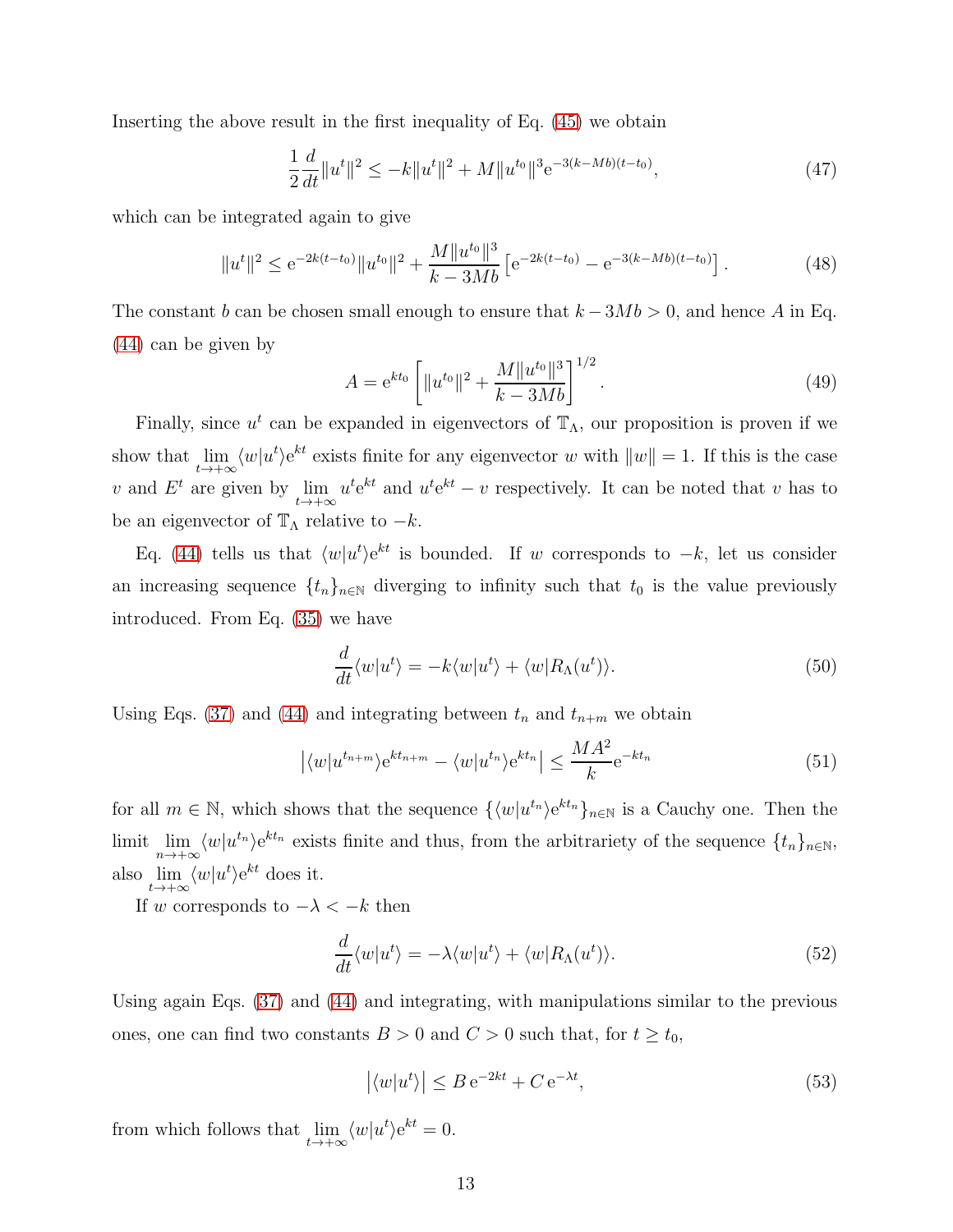Inserting the above result in the first inequality of Eq. (45) we obtain

$$\frac{1}{2}\frac{d}{dt}\|u^t\|^2 \leq -k\|u^t\|^2 + M\|u^{t_0}\|^3 \mathrm{e}^{-3(k-Mb)(t-t_0)}, \tag{47}$$

which can be integrated again to give

$$\|u^t\|^2 \leq \mathrm{e}^{-2k(t-t_0)}\|u^{t_0}\|^2 + \frac{M\|u^{t_0}\|^3}{k-3Mb}\left[\mathrm{e}^{-2k(t-t_0)} - \mathrm{e}^{-3(k-Mb)(t-t_0)}\right]. \tag{48}$$

The constant $b$ can be chosen small enough to ensure that $k - 3Mb > 0$, and hence $A$ in Eq. (44) can be given by

$$A = \mathrm{e}^{kt_0}\left[\|u^{t_0}\|^2 + \frac{M\|u^{t_0}\|^3}{k-3Mb}\right]^{1/2}. \tag{49}$$

Finally, since $u^t$ can be expanded in eigenvectors of $\mathbb{T}_\Lambda$, our proposition is proven if we show that $\lim_{t\to+\infty}\langle w|u^t\rangle\mathrm{e}^{kt}$ exists finite for any eigenvector $w$ with $\|w\| = 1$. If this is the case $v$ and $E^t$ are given by $\lim_{t\to+\infty} u^t\mathrm{e}^{kt}$ and $u^t\mathrm{e}^{kt} - v$ respectively. It can be noted that $v$ has to be an eigenvector of $\mathbb{T}_\Lambda$ relative to $-k$.

Eq. (44) tells us that $\langle w|u^t\rangle\mathrm{e}^{kt}$ is bounded. If $w$ corresponds to $-k$, let us consider an increasing sequence $\{t_n\}_{n\in\mathbb{N}}$ diverging to infinity such that $t_0$ is the value previously introduced. From Eq. (35) we have

$$\frac{d}{dt}\langle w|u^t\rangle = -k\langle w|u^t\rangle + \langle w|R_\Lambda(u^t)\rangle. \tag{50}$$

Using Eqs. (37) and (44) and integrating between $t_n$ and $t_{n+m}$ we obtain

$$\left|\langle w|u^{t_{n+m}}\rangle\mathrm{e}^{kt_{n+m}} - \langle w|u^{t_n}\rangle\mathrm{e}^{kt_n}\right| \leq \frac{MA^2}{k}\mathrm{e}^{-kt_n} \tag{51}$$

for all $m \in \mathbb{N}$, which shows that the sequence $\{\langle w|u^{t_n}\rangle\mathrm{e}^{kt_n}\}_{n\in\mathbb{N}}$ is a Cauchy one. Then the limit $\lim_{n\to+\infty}\langle w|u^{t_n}\rangle\mathrm{e}^{kt_n}$ exists finite and thus, from the arbitrariety of the sequence $\{t_n\}_{n\in\mathbb{N}}$, also $\lim_{t\to+\infty}\langle w|u^t\rangle\mathrm{e}^{kt}$ does it.

If $w$ corresponds to $-\lambda < -k$ then

$$\frac{d}{dt}\langle w|u^t\rangle = -\lambda\langle w|u^t\rangle + \langle w|R_\Lambda(u^t)\rangle. \tag{52}$$

Using again Eqs. (37) and (44) and integrating, with manipulations similar to the previous ones, one can find two constants $B > 0$ and $C > 0$ such that, for $t \geq t_0$,

$$\left|\langle w|u^t\rangle\right| \leq B\,\mathrm{e}^{-2kt} + C\,\mathrm{e}^{-\lambda t}, \tag{53}$$

from which follows that $\lim_{t\to+\infty}\langle w|u^t\rangle\mathrm{e}^{kt} = 0$.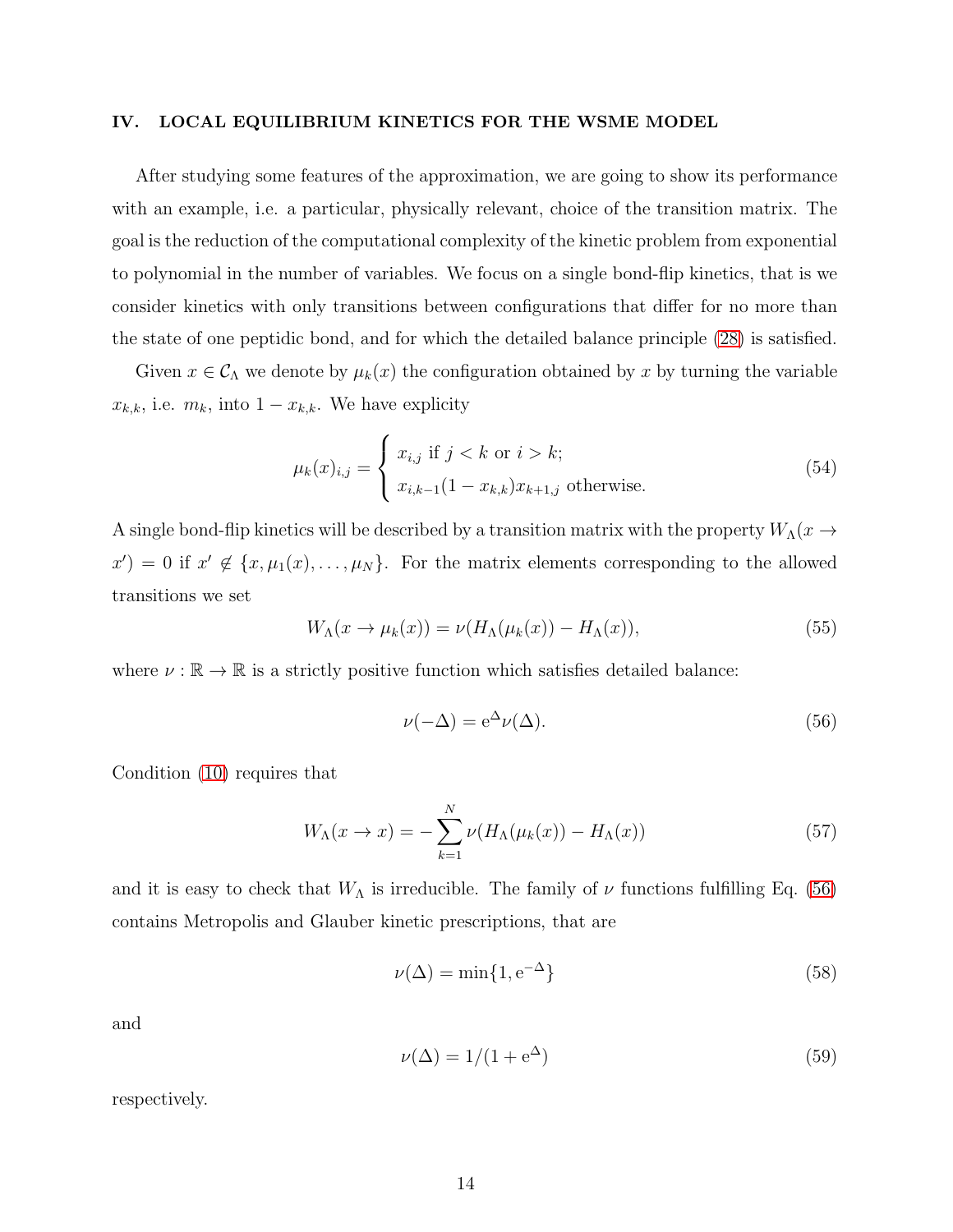## IV. LOCAL EQUILIBRIUM KINETICS FOR THE WSME MODEL

After studying some features of the approximation, we are going to show its performance with an example, i.e. a particular, physically relevant, choice of the transition matrix. The goal is the reduction of the computational complexity of the kinetic problem from exponential to polynomial in the number of variables. We focus on a single bond-flip kinetics, that is we consider kinetics with only transitions between configurations that differ for no more than the state of one peptidic bond, and for which the detailed balance principle (28) is satisfied.

Given $x \in \mathcal{C}_\Lambda$ we denote by $\mu_k(x)$ the configuration obtained by $x$ by turning the variable $x_{k,k}$, i.e. $m_k$, into $1 - x_{k,k}$. We have explicity

$$
\mu_k(x)_{i,j} = \begin{cases} x_{i,j} \text{ if } j < k \text{ or } i > k; \\ x_{i,k-1}(1 - x_{k,k})x_{k+1,j} \text{ otherwise.} \end{cases} \tag{54}
$$

A single bond-flip kinetics will be described by a transition matrix with the property $W_\Lambda(x \to x') = 0$ if $x' \notin \{x, \mu_1(x), \ldots, \mu_N\}$. For the matrix elements corresponding to the allowed transitions we set

$$
W_\Lambda(x \to \mu_k(x)) = \nu(H_\Lambda(\mu_k(x)) - H_\Lambda(x)), \tag{55}
$$

where $\nu : \mathbb{R} \to \mathbb{R}$ is a strictly positive function which satisfies detailed balance:

$$
\nu(-\Delta) = \mathrm{e}^{\Delta}\nu(\Delta). \tag{56}
$$

Condition (10) requires that

$$
W_\Lambda(x \to x) = -\sum_{k=1}^{N} \nu(H_\Lambda(\mu_k(x)) - H_\Lambda(x)) \tag{57}
$$

and it is easy to check that $W_\Lambda$ is irreducible. The family of $\nu$ functions fulfilling Eq. (56) contains Metropolis and Glauber kinetic prescriptions, that are

$$
\nu(\Delta) = \min\{1, \mathrm{e}^{-\Delta}\} \tag{58}
$$

and

$$
\nu(\Delta) = 1/(1 + \mathrm{e}^{\Delta}) \tag{59}
$$

respectively.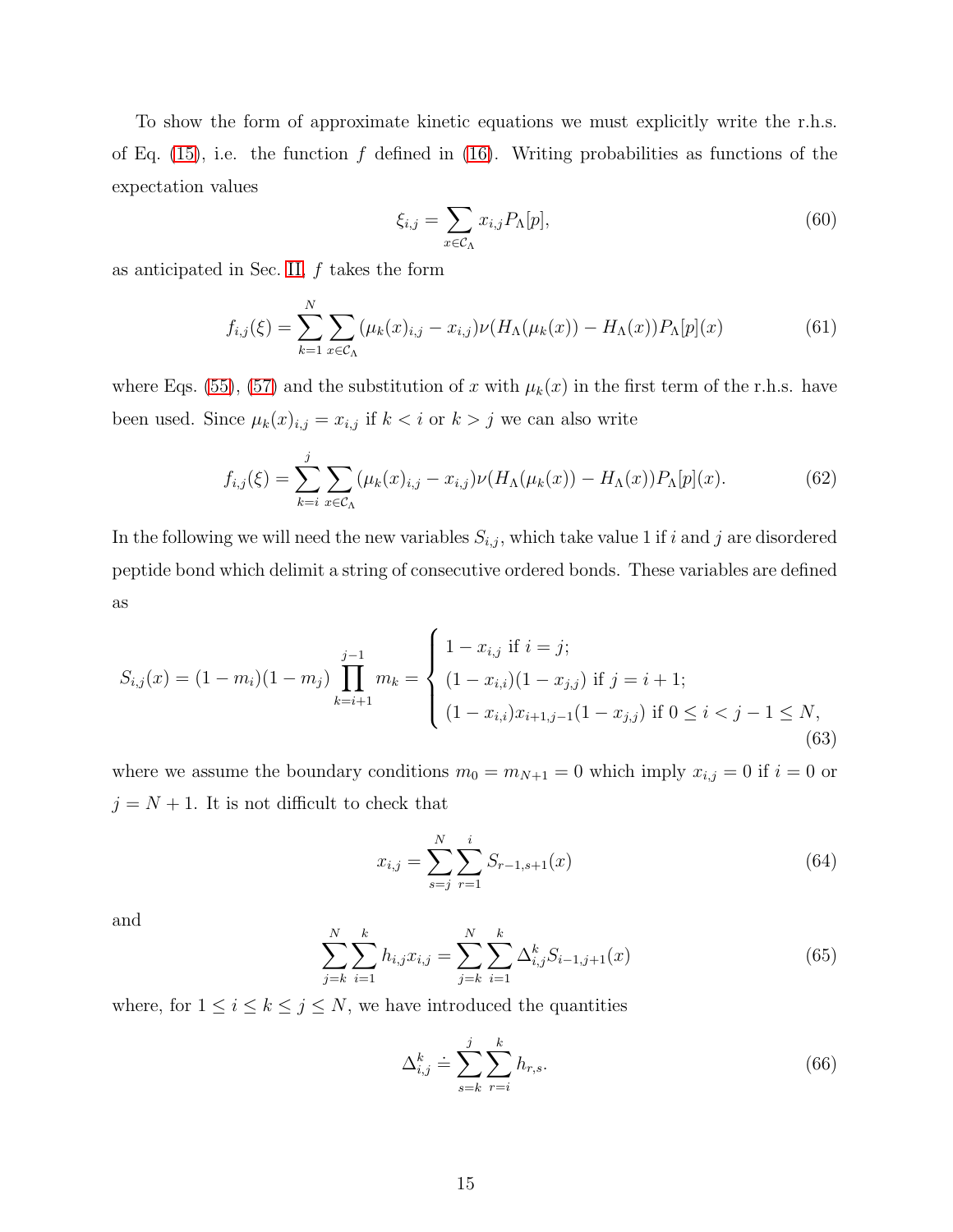To show the form of approximate kinetic equations we must explicitly write the r.h.s. of Eq. (15), i.e. the function $f$ defined in (16). Writing probabilities as functions of the expectation values

$$\xi_{i,j} = \sum_{x \in \mathcal{C}_\Lambda} x_{i,j} P_\Lambda[p], \tag{60}$$

as anticipated in Sec. III, $f$ takes the form

$$f_{i,j}(\xi) = \sum_{k=1}^{N} \sum_{x \in \mathcal{C}_\Lambda} (\mu_k(x)_{i,j} - x_{i,j}) \nu(H_\Lambda(\mu_k(x)) - H_\Lambda(x)) P_\Lambda[p](x) \tag{61}$$

where Eqs. (55), (57) and the substitution of $x$ with $\mu_k(x)$ in the first term of the r.h.s. have been used. Since $\mu_k(x)_{i,j} = x_{i,j}$ if $k < i$ or $k > j$ we can also write

$$f_{i,j}(\xi) = \sum_{k=i}^{j} \sum_{x \in \mathcal{C}_\Lambda} (\mu_k(x)_{i,j} - x_{i,j}) \nu(H_\Lambda(\mu_k(x)) - H_\Lambda(x)) P_\Lambda[p](x). \tag{62}$$

In the following we will need the new variables $S_{i,j}$, which take value 1 if $i$ and $j$ are disordered peptide bond which delimit a string of consecutive ordered bonds. These variables are defined as

$$S_{i,j}(x) = (1 - m_i)(1 - m_j) \prod_{k=i+1}^{j-1} m_k = \begin{cases} 1 - x_{i,j} \text{ if } i = j; \\ (1 - x_{i,i})(1 - x_{j,j}) \text{ if } j = i + 1; \\ (1 - x_{i,i}) x_{i+1,j-1} (1 - x_{j,j}) \text{ if } 0 \leq i < j - 1 \leq N, \end{cases} \tag{63}$$

where we assume the boundary conditions $m_0 = m_{N+1} = 0$ which imply $x_{i,j} = 0$ if $i = 0$ or $j = N + 1$. It is not difficult to check that

$$x_{i,j} = \sum_{s=j}^{N} \sum_{r=1}^{i} S_{r-1,s+1}(x) \tag{64}$$

and

$$\sum_{j=k}^{N} \sum_{i=1}^{k} h_{i,j} x_{i,j} = \sum_{j=k}^{N} \sum_{i=1}^{k} \Delta_{i,j}^{k} S_{i-1,j+1}(x) \tag{65}$$

where, for $1 \leq i \leq k \leq j \leq N$, we have introduced the quantities

$$\Delta_{i,j}^{k} \doteq \sum_{s=k}^{j} \sum_{r=i}^{k} h_{r,s}. \tag{66}$$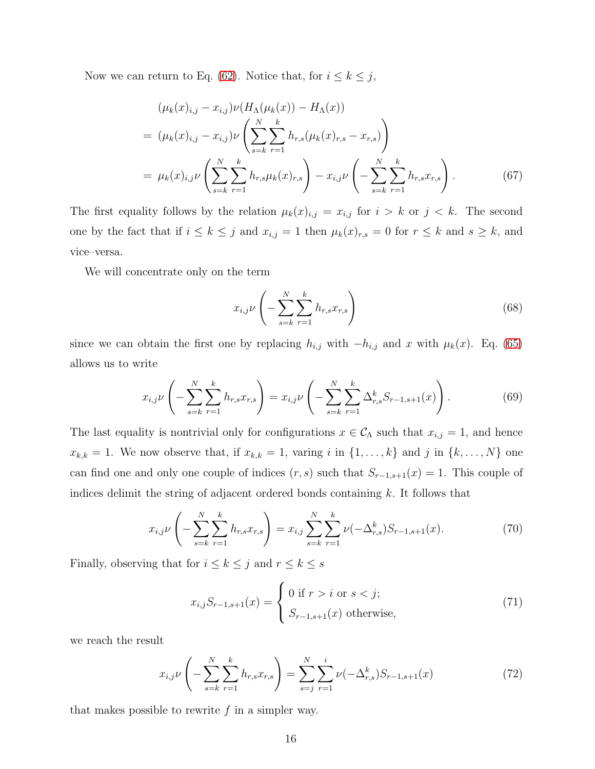Now we can return to Eq. (62). Notice that, for $i \le k \le j$,

$$
\begin{aligned}
&(\mu_k(x)_{i,j} - x_{i,j})\nu(H_\Lambda(\mu_k(x)) - H_\Lambda(x)) \\
&= (\mu_k(x)_{i,j} - x_{i,j})\nu\left(\sum_{s=k}^{N}\sum_{r=1}^{k} h_{r,s}(\mu_k(x)_{r,s} - x_{r,s})\right) \\
&= \mu_k(x)_{i,j}\nu\left(\sum_{s=k}^{N}\sum_{r=1}^{k} h_{r,s}\mu_k(x)_{r,s}\right) - x_{i,j}\nu\left(-\sum_{s=k}^{N}\sum_{r=1}^{k} h_{r,s}x_{r,s}\right). \qquad (67)
\end{aligned}
$$

The first equality follows by the relation $\mu_k(x)_{i,j} = x_{i,j}$ for $i > k$ or $j < k$. The second one by the fact that if $i \le k \le j$ and $x_{i,j} = 1$ then $\mu_k(x)_{r,s} = 0$ for $r \le k$ and $s \ge k$, and vice–versa.

We will concentrate only on the term

$$
x_{i,j}\nu\left(-\sum_{s=k}^{N}\sum_{r=1}^{k} h_{r,s}x_{r,s}\right) \qquad (68)
$$

since we can obtain the first one by replacing $h_{i,j}$ with $-h_{i,j}$ and $x$ with $\mu_k(x)$. Eq. (65) allows us to write

$$
x_{i,j}\nu\left(-\sum_{s=k}^{N}\sum_{r=1}^{k} h_{r,s}x_{r,s}\right) = x_{i,j}\nu\left(-\sum_{s=k}^{N}\sum_{r=1}^{k} \Delta^k_{r,s}S_{r-1,s+1}(x)\right). \qquad (69)
$$

The last equality is nontrivial only for configurations $x \in \mathcal{C}_\Lambda$ such that $x_{i,j} = 1$, and hence $x_{k,k} = 1$. We now observe that, if $x_{k,k} = 1$, varing $i$ in $\{1, \ldots, k\}$ and $j$ in $\{k, \ldots, N\}$ one can find one and only one couple of indices $(r, s)$ such that $S_{r-1,s+1}(x) = 1$. This couple of indices delimit the string of adjacent ordered bonds containing $k$. It follows that

$$
x_{i,j}\nu\left(-\sum_{s=k}^{N}\sum_{r=1}^{k} h_{r,s}x_{r,s}\right) = x_{i,j}\sum_{s=k}^{N}\sum_{r=1}^{k} \nu(-\Delta^k_{r,s})S_{r-1,s+1}(x). \qquad (70)
$$

Finally, observing that for $i \le k \le j$ and $r \le k \le s$

$$
x_{i,j}S_{r-1,s+1}(x) = \begin{cases} 0 \text{ if } r > i \text{ or } s < j; \\ S_{r-1,s+1}(x) \text{ otherwise,} \end{cases} \qquad (71)
$$

we reach the result

$$
x_{i,j}\nu\left(-\sum_{s=k}^{N}\sum_{r=1}^{k} h_{r,s}x_{r,s}\right) = \sum_{s=j}^{N}\sum_{r=1}^{i} \nu(-\Delta^k_{r,s})S_{r-1,s+1}(x) \qquad (72)
$$

that makes possible to rewrite $f$ in a simpler way.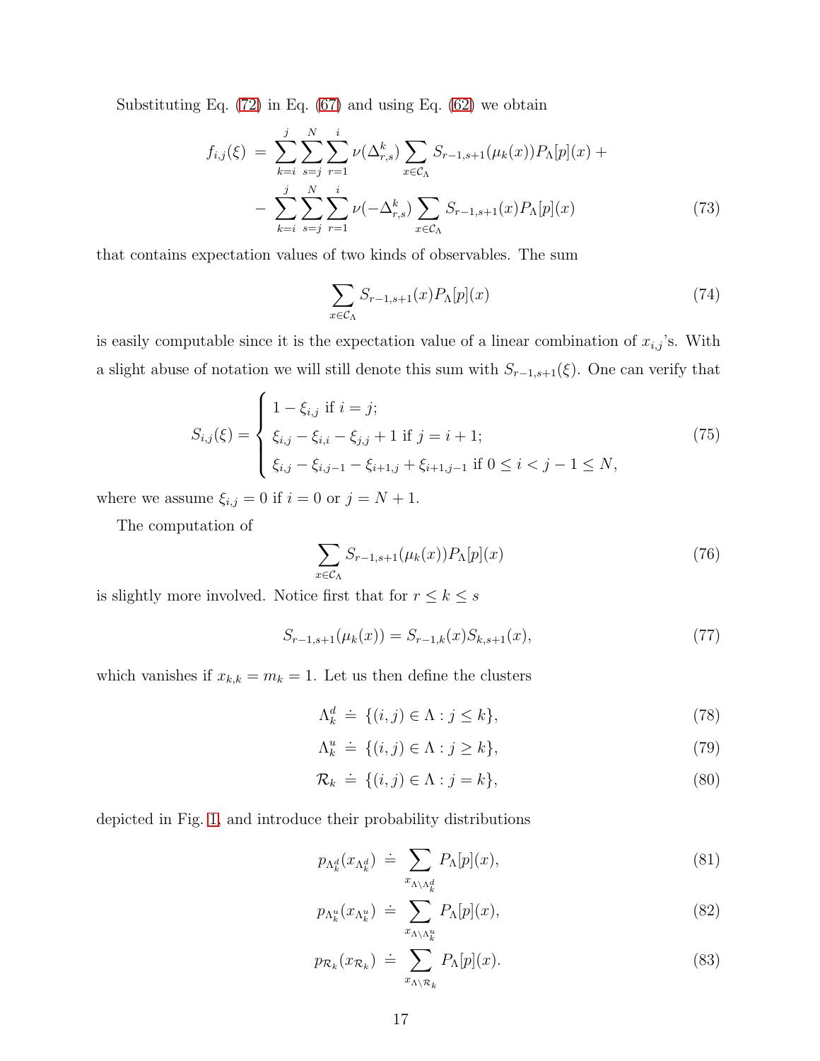Substituting Eq. (72) in Eq. (67) and using Eq. (62) we obtain

$$
\begin{aligned}
f_{i,j}(\xi) \;=\; & \sum_{k=i}^{j}\sum_{s=j}^{N}\sum_{r=1}^{i} \nu(\Delta^k_{r,s}) \sum_{x\in\mathcal{C}_\Lambda} S_{r-1,s+1}(\mu_k(x)) P_\Lambda[p](x) + \\
& - \sum_{k=i}^{j}\sum_{s=j}^{N}\sum_{r=1}^{i} \nu(-\Delta^k_{r,s}) \sum_{x\in\mathcal{C}_\Lambda} S_{r-1,s+1}(x) P_\Lambda[p](x)
\end{aligned}
\tag{73}
$$

that contains expectation values of two kinds of observables. The sum

$$
\sum_{x\in\mathcal{C}_\Lambda} S_{r-1,s+1}(x) P_\Lambda[p](x) \tag{74}
$$

is easily computable since it is the expectation value of a linear combination of $x_{i,j}$'s. With a slight abuse of notation we will still denote this sum with $S_{r-1,s+1}(\xi)$. One can verify that

$$
S_{i,j}(\xi) = \begin{cases} 1 - \xi_{i,j} \text{ if } i = j; \\ \xi_{i,j} - \xi_{i,i} - \xi_{j,j} + 1 \text{ if } j = i+1; \\ \xi_{i,j} - \xi_{i,j-1} - \xi_{i+1,j} + \xi_{i+1,j-1} \text{ if } 0 \leq i < j-1 \leq N, \end{cases} \tag{75}
$$

where we assume $\xi_{i,j} = 0$ if $i = 0$ or $j = N+1$.

The computation of

$$
\sum_{x\in\mathcal{C}_\Lambda} S_{r-1,s+1}(\mu_k(x)) P_\Lambda[p](x) \tag{76}
$$

is slightly more involved. Notice first that for $r \leq k \leq s$

$$
S_{r-1,s+1}(\mu_k(x)) = S_{r-1,k}(x) S_{k,s+1}(x), \tag{77}
$$

which vanishes if $x_{k,k} = m_k = 1$. Let us then define the clusters

$$
\Lambda^d_k \doteq \{(i,j) \in \Lambda : j \leq k\}, \tag{78}
$$

$$
\Lambda^u_k \doteq \{(i,j) \in \Lambda : j \geq k\}, \tag{79}
$$

$$
\mathcal{R}_k \doteq \{(i,j) \in \Lambda : j = k\}, \tag{80}
$$

depicted in Fig. 1, and introduce their probability distributions

$$
p_{\Lambda^d_k}(x_{\Lambda^d_k}) \doteq \sum_{x_{\Lambda\setminus\Lambda^d_k}} P_\Lambda[p](x), \tag{81}
$$

$$
p_{\Lambda^u_k}(x_{\Lambda^u_k}) \doteq \sum_{x_{\Lambda\setminus\Lambda^u_k}} P_\Lambda[p](x), \tag{82}
$$

$$
p_{\mathcal{R}_k}(x_{\mathcal{R}_k}) \doteq \sum_{x_{\Lambda\setminus\mathcal{R}_k}} P_\Lambda[p](x). \tag{83}
$$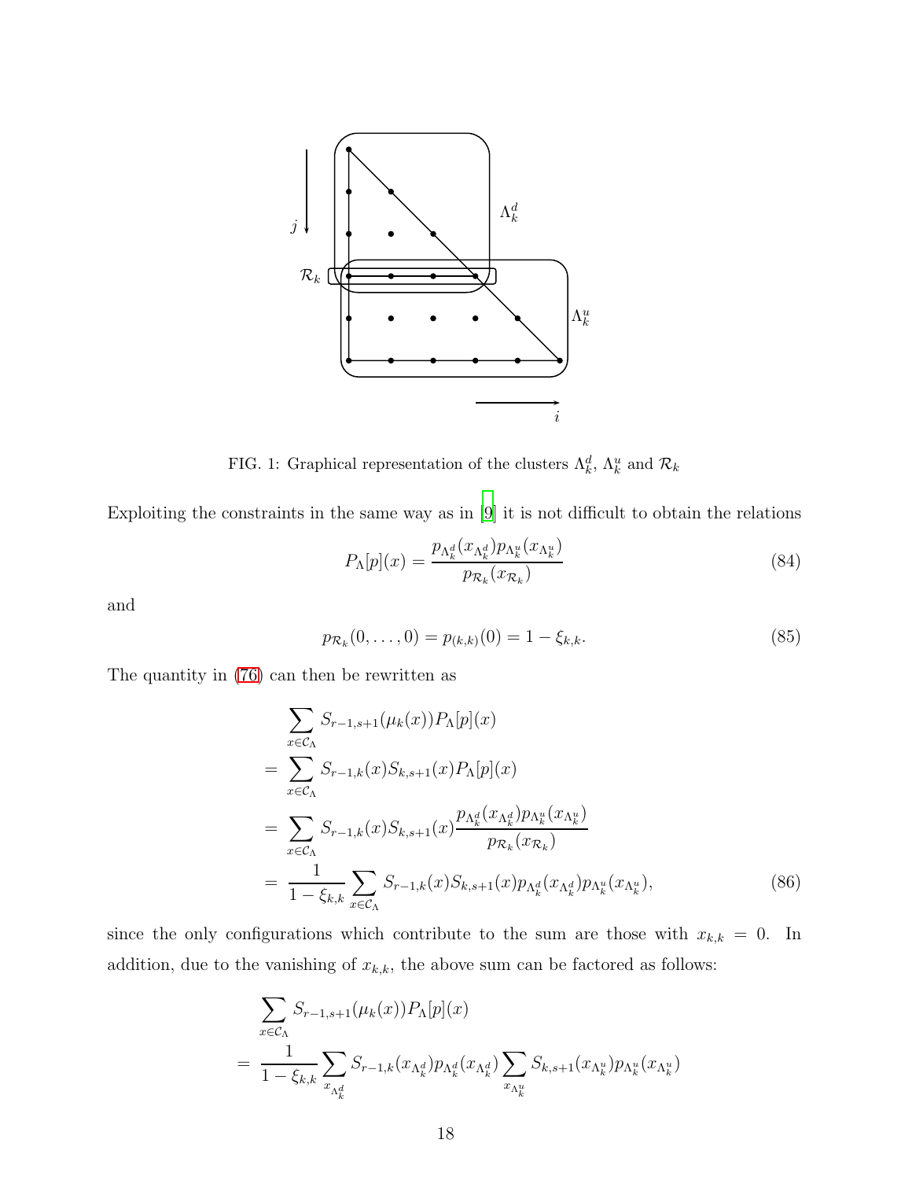$j$

$\mathcal{R}_k$

$\Lambda_k^d$

$\Lambda_k^u$

$i$

FIG. 1: Graphical representation of the clusters $\Lambda_k^d$, $\Lambda_k^u$ and $\mathcal{R}_k$

Exploiting the constraints in the same way as in [9] it is not difficult to obtain the relations

$$P_\Lambda[p](x) = \frac{p_{\Lambda_k^d}(x_{\Lambda_k^d}) p_{\Lambda_k^u}(x_{\Lambda_k^u})}{p_{\mathcal{R}_k}(x_{\mathcal{R}_k})} \tag{84}$$

and

$$p_{\mathcal{R}_k}(0, \ldots, 0) = p_{(k,k)}(0) = 1 - \xi_{k,k}. \tag{85}$$

The quantity in (76) can then be rewritten as

$$\begin{aligned}
&\sum_{x \in \mathcal{C}_\Lambda} S_{r-1,s+1}(\mu_k(x)) P_\Lambda[p](x) \\
&= \sum_{x \in \mathcal{C}_\Lambda} S_{r-1,k}(x) S_{k,s+1}(x) P_\Lambda[p](x) \\
&= \sum_{x \in \mathcal{C}_\Lambda} S_{r-1,k}(x) S_{k,s+1}(x) \frac{p_{\Lambda_k^d}(x_{\Lambda_k^d}) p_{\Lambda_k^u}(x_{\Lambda_k^u})}{p_{\mathcal{R}_k}(x_{\mathcal{R}_k})} \\
&= \frac{1}{1 - \xi_{k,k}} \sum_{x \in \mathcal{C}_\Lambda} S_{r-1,k}(x) S_{k,s+1}(x) p_{\Lambda_k^d}(x_{\Lambda_k^d}) p_{\Lambda_k^u}(x_{\Lambda_k^u}),
\end{aligned} \tag{86}$$

since the only configurations which contribute to the sum are those with $x_{k,k} = 0$. In addition, due to the vanishing of $x_{k,k}$, the above sum can be factored as follows:

$$\begin{aligned}
&\sum_{x \in \mathcal{C}_\Lambda} S_{r-1,s+1}(\mu_k(x)) P_\Lambda[p](x) \\
&= \frac{1}{1 - \xi_{k,k}} \sum_{x_{\Lambda_k^d}} S_{r-1,k}(x_{\Lambda_k^d}) p_{\Lambda_k^d}(x_{\Lambda_k^d}) \sum_{x_{\Lambda_k^u}} S_{k,s+1}(x_{\Lambda_k^u}) p_{\Lambda_k^u}(x_{\Lambda_k^u})
\end{aligned}$$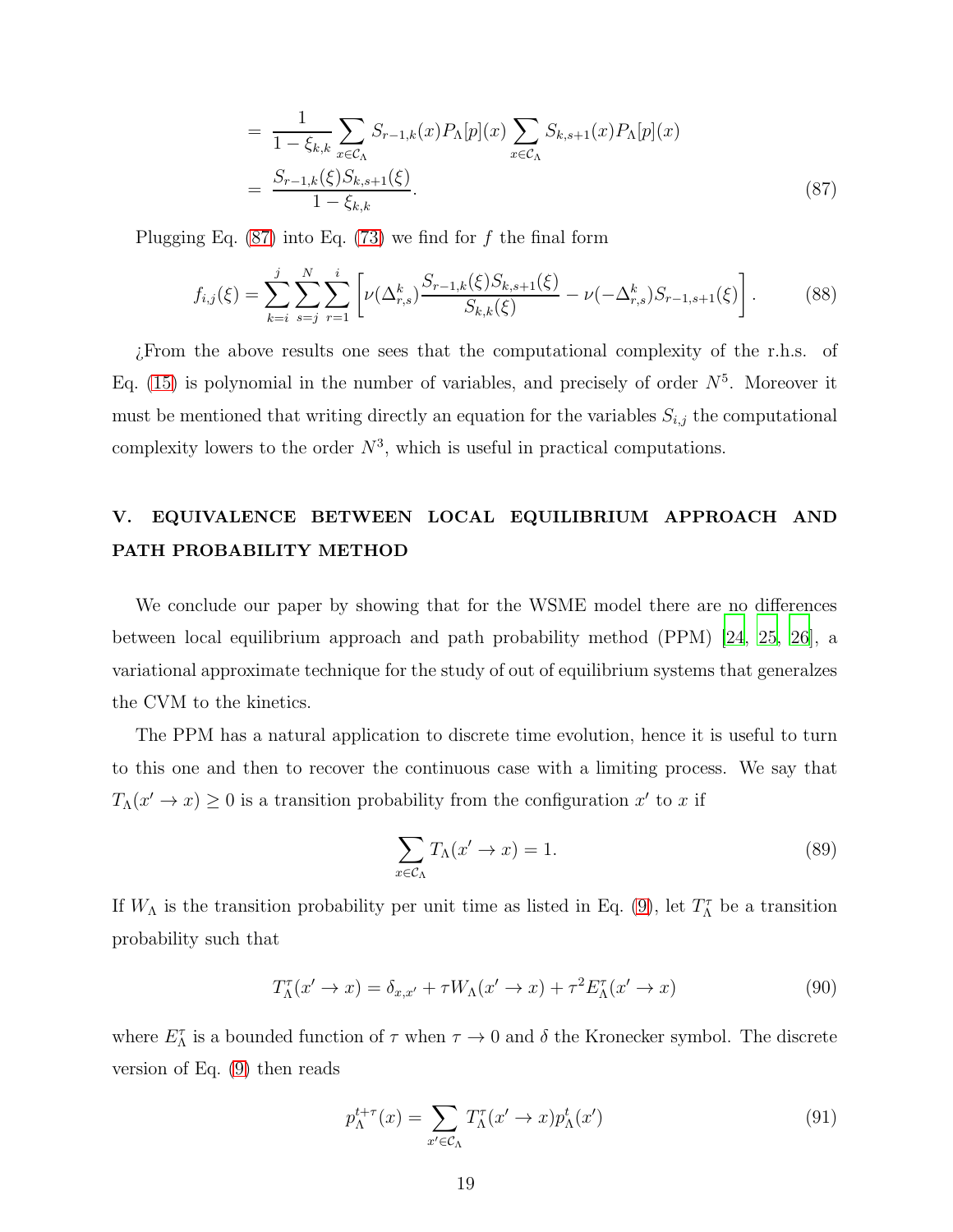$$
\begin{aligned}
&= \frac{1}{1-\xi_{k,k}} \sum_{x \in \mathcal{C}_\Lambda} S_{r-1,k}(x) P_\Lambda[p](x) \sum_{x \in \mathcal{C}_\Lambda} S_{k,s+1}(x) P_\Lambda[p](x) \\
&= \frac{S_{r-1,k}(\xi) S_{k,s+1}(\xi)}{1-\xi_{k,k}}.
\end{aligned} \tag{87}
$$

Plugging Eq. (87) into Eq. (73) we find for $f$ the final form

$$
f_{i,j}(\xi) = \sum_{k=i}^{j} \sum_{s=j}^{N} \sum_{r=1}^{i} \left[ \nu(\Delta^k_{r,s}) \frac{S_{r-1,k}(\xi) S_{k,s+1}(\xi)}{S_{k,k}(\xi)} - \nu(-\Delta^k_{r,s}) S_{r-1,s+1}(\xi) \right]. \tag{88}
$$

¿From the above results one sees that the computational complexity of the r.h.s. of Eq. (15) is polynomial in the number of variables, and precisely of order $N^5$. Moreover it must be mentioned that writing directly an equation for the variables $S_{i,j}$ the computational complexity lowers to the order $N^3$, which is useful in practical computations.

## V. EQUIVALENCE BETWEEN LOCAL EQUILIBRIUM APPROACH AND PATH PROBABILITY METHOD

We conclude our paper by showing that for the WSME model there are no differences between local equilibrium approach and path probability method (PPM) [24, 25, 26], a variational approximate technique for the study of out of equilibrium systems that generalzes the CVM to the kinetics.

The PPM has a natural application to discrete time evolution, hence it is useful to turn to this one and then to recover the continuous case with a limiting process. We say that $T_\Lambda(x' \to x) \geq 0$ is a transition probability from the configuration $x'$ to $x$ if

$$
\sum_{x \in \mathcal{C}_\Lambda} T_\Lambda(x' \to x) = 1. \tag{89}
$$

If $W_\Lambda$ is the transition probability per unit time as listed in Eq. (9), let $T^\tau_\Lambda$ be a transition probability such that

$$
T^\tau_\Lambda(x' \to x) = \delta_{x,x'} + \tau W_\Lambda(x' \to x) + \tau^2 E^\tau_\Lambda(x' \to x) \tag{90}
$$

where $E^\tau_\Lambda$ is a bounded function of $\tau$ when $\tau \to 0$ and $\delta$ the Kronecker symbol. The discrete version of Eq. (9) then reads

$$
p^{t+\tau}_\Lambda(x) = \sum_{x' \in \mathcal{C}_\Lambda} T^\tau_\Lambda(x' \to x) p^t_\Lambda(x') \tag{91}
$$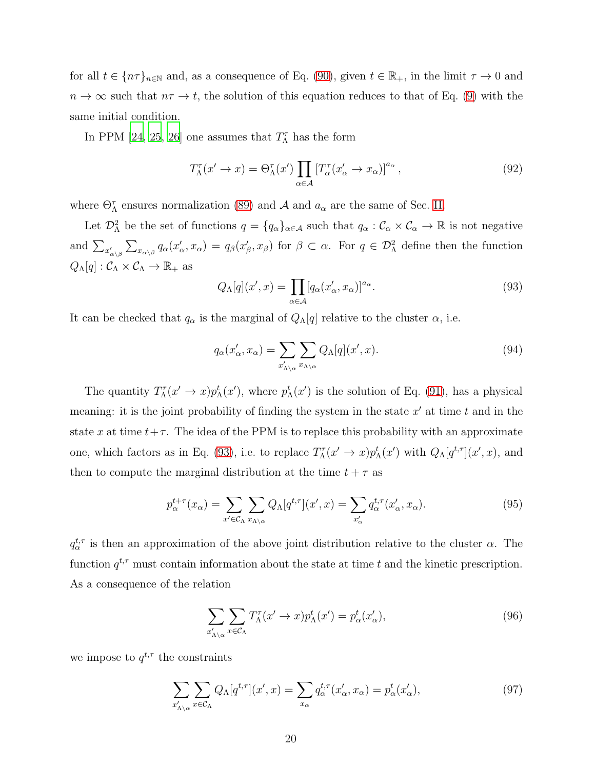for all $t \in \{n\tau\}_{n \in \mathbb{N}}$ and, as a consequence of Eq. (90), given $t \in \mathbb{R}_+$, in the limit $\tau \to 0$ and $n \to \infty$ such that $n\tau \to t$, the solution of this equation reduces to that of Eq. (9) with the same initial condition.

In PPM [24, 25, 26] one assumes that $T^\tau_\Lambda$ has the form

$$T^\tau_\Lambda(x' \to x) = \Theta^\tau_\Lambda(x') \prod_{\alpha \in \mathcal{A}} \left[T^\tau_\alpha(x'_\alpha \to x_\alpha)\right]^{a_\alpha}, \tag{92}$$

where $\Theta^\tau_\Lambda$ ensures normalization (89) and $\mathcal{A}$ and $a_\alpha$ are the same of Sec. II.

Let $\mathcal{D}^2_\Lambda$ be the set of functions $q = \{q_\alpha\}_{\alpha \in \mathcal{A}}$ such that $q_\alpha : \mathcal{C}_\alpha \times \mathcal{C}_\alpha \to \mathbb{R}$ is not negative and $\sum_{x'_{\alpha\setminus\beta}} \sum_{x_{\alpha\setminus\beta}} q_\alpha(x'_\alpha, x_\alpha) = q_\beta(x'_\beta, x_\beta)$ for $\beta \subset \alpha$. For $q \in \mathcal{D}^2_\Lambda$ define then the function $Q_\Lambda[q] : \mathcal{C}_\Lambda \times \mathcal{C}_\Lambda \to \mathbb{R}_+$ as

$$Q_\Lambda[q](x', x) = \prod_{\alpha \in \mathcal{A}} [q_\alpha(x'_\alpha, x_\alpha)]^{a_\alpha}. \tag{93}$$

It can be checked that $q_\alpha$ is the marginal of $Q_\Lambda[q]$ relative to the cluster $\alpha$, i.e.

$$q_\alpha(x'_\alpha, x_\alpha) = \sum_{x'_{\Lambda\setminus\alpha}} \sum_{x_{\Lambda\setminus\alpha}} Q_\Lambda[q](x', x). \tag{94}$$

The quantity $T^\tau_\Lambda(x' \to x) p^t_\Lambda(x')$, where $p^t_\Lambda(x')$ is the solution of Eq. (91), has a physical meaning: it is the joint probability of finding the system in the state $x'$ at time $t$ and in the state $x$ at time $t+\tau$. The idea of the PPM is to replace this probability with an approximate one, which factors as in Eq. (93), i.e. to replace $T^\tau_\Lambda(x' \to x)p^t_\Lambda(x')$ with $Q_\Lambda[q^{t,\tau}](x', x)$, and then to compute the marginal distribution at the time $t + \tau$ as

$$p^{t+\tau}_\alpha(x_\alpha) = \sum_{x' \in \mathcal{C}_\Lambda} \sum_{x_{\Lambda\setminus\alpha}} Q_\Lambda[q^{t,\tau}](x', x) = \sum_{x'_\alpha} q^{t,\tau}_\alpha(x'_\alpha, x_\alpha). \tag{95}$$

$q^{t,\tau}_\alpha$ is then an approximation of the above joint distribution relative to the cluster $\alpha$. The function $q^{t,\tau}$ must contain information about the state at time $t$ and the kinetic prescription. As a consequence of the relation

$$\sum_{x'_{\Lambda\setminus\alpha}} \sum_{x \in \mathcal{C}_\Lambda} T^\tau_\Lambda(x' \to x) p^t_\Lambda(x') = p^t_\alpha(x'_\alpha), \tag{96}$$

we impose to $q^{t,\tau}$ the constraints

$$\sum_{x'_{\Lambda\setminus\alpha}} \sum_{x \in \mathcal{C}_\Lambda} Q_\Lambda[q^{t,\tau}](x', x) = \sum_{x_\alpha} q^{t,\tau}_\alpha(x'_\alpha, x_\alpha) = p^t_\alpha(x'_\alpha), \tag{97}$$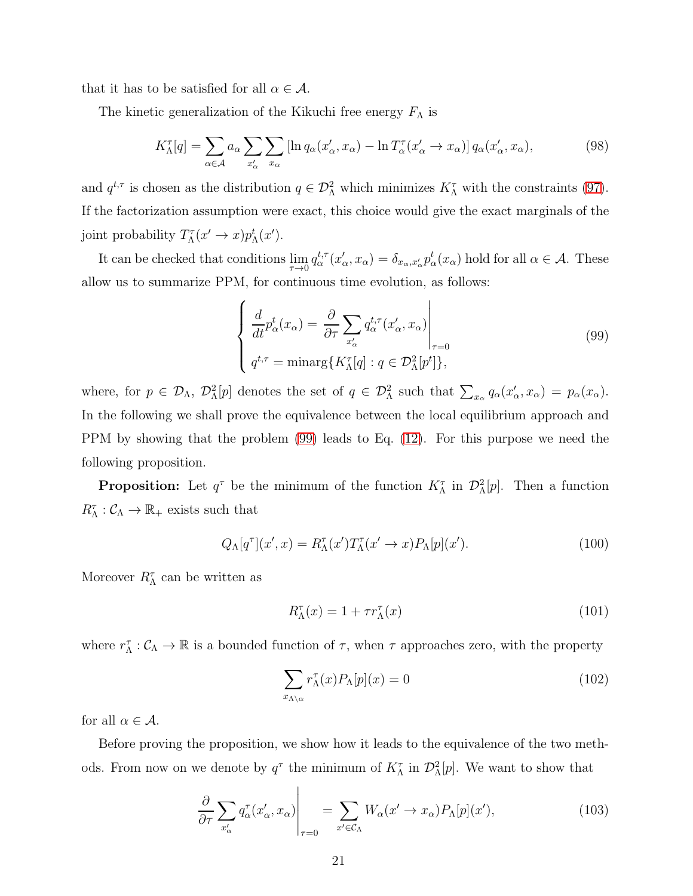that it has to be satisfied for all $\alpha \in \mathcal{A}$.

The kinetic generalization of the Kikuchi free energy $F_\Lambda$ is

$$K_\Lambda^\tau[q] = \sum_{\alpha \in \mathcal{A}} a_\alpha \sum_{x'_\alpha} \sum_{x_\alpha} \left[\ln q_\alpha(x'_\alpha, x_\alpha) - \ln T_\alpha^\tau(x'_\alpha \to x_\alpha)\right] q_\alpha(x'_\alpha, x_\alpha), \tag{98}$$

and $q^{t,\tau}$ is chosen as the distribution $q \in \mathcal{D}_\Lambda^2$ which minimizes $K_\Lambda^\tau$ with the constraints (97). If the factorization assumption were exact, this choice would give the exact marginals of the joint probability $T_\Lambda^\tau(x' \to x) p_\Lambda^t(x')$.

It can be checked that conditions $\lim_{\tau \to 0} q_\alpha^{t,\tau}(x'_\alpha, x_\alpha) = \delta_{x_\alpha, x'_\alpha} p_\alpha^t(x_\alpha)$ hold for all $\alpha \in \mathcal{A}$. These allow us to summarize PPM, for continuous time evolution, as follows:

$$\begin{cases} \dfrac{d}{dt} p_\alpha^t(x_\alpha) = \dfrac{\partial}{\partial \tau} \displaystyle\sum_{x'_\alpha} q_\alpha^{t,\tau}(x'_\alpha, x_\alpha) \Bigg|_{\tau=0} \\ q^{t,\tau} = \text{minarg}\{K_\Lambda^\tau[q] : q \in \mathcal{D}_\Lambda^2[p^t]\}, \end{cases} \tag{99}$$

where, for $p \in \mathcal{D}_\Lambda$, $\mathcal{D}_\Lambda^2[p]$ denotes the set of $q \in \mathcal{D}_\Lambda^2$ such that $\sum_{x_\alpha} q_\alpha(x'_\alpha, x_\alpha) = p_\alpha(x_\alpha)$. In the following we shall prove the equivalence between the local equilibrium approach and PPM by showing that the problem (99) leads to Eq. (12). For this purpose we need the following proposition.

**Proposition:** Let $q^\tau$ be the minimum of the function $K_\Lambda^\tau$ in $\mathcal{D}_\Lambda^2[p]$. Then a function $R_\Lambda^\tau : \mathcal{C}_\Lambda \to \mathbb{R}_+$ exists such that

$$Q_\Lambda[q^\tau](x', x) = R_\Lambda^\tau(x') T_\Lambda^\tau(x' \to x) P_\Lambda[p](x'). \tag{100}$$

Moreover $R_\Lambda^\tau$ can be written as

$$R_\Lambda^\tau(x) = 1 + \tau r_\Lambda^\tau(x) \tag{101}$$

where $r_\Lambda^\tau : \mathcal{C}_\Lambda \to \mathbb{R}$ is a bounded function of $\tau$, when $\tau$ approaches zero, with the property

$$\sum_{x_{\Lambda \setminus \alpha}} r_\Lambda^\tau(x) P_\Lambda[p](x) = 0 \tag{102}$$

for all $\alpha \in \mathcal{A}$.

Before proving the proposition, we show how it leads to the equivalence of the two methods. From now on we denote by $q^\tau$ the minimum of $K_\Lambda^\tau$ in $\mathcal{D}_\Lambda^2[p]$. We want to show that

$$\frac{\partial}{\partial \tau} \sum_{x'_\alpha} q_\alpha^\tau(x'_\alpha, x_\alpha) \Bigg|_{\tau=0} = \sum_{x' \in \mathcal{C}_\Lambda} W_\alpha(x' \to x_\alpha) P_\Lambda[p](x'), \tag{103}$$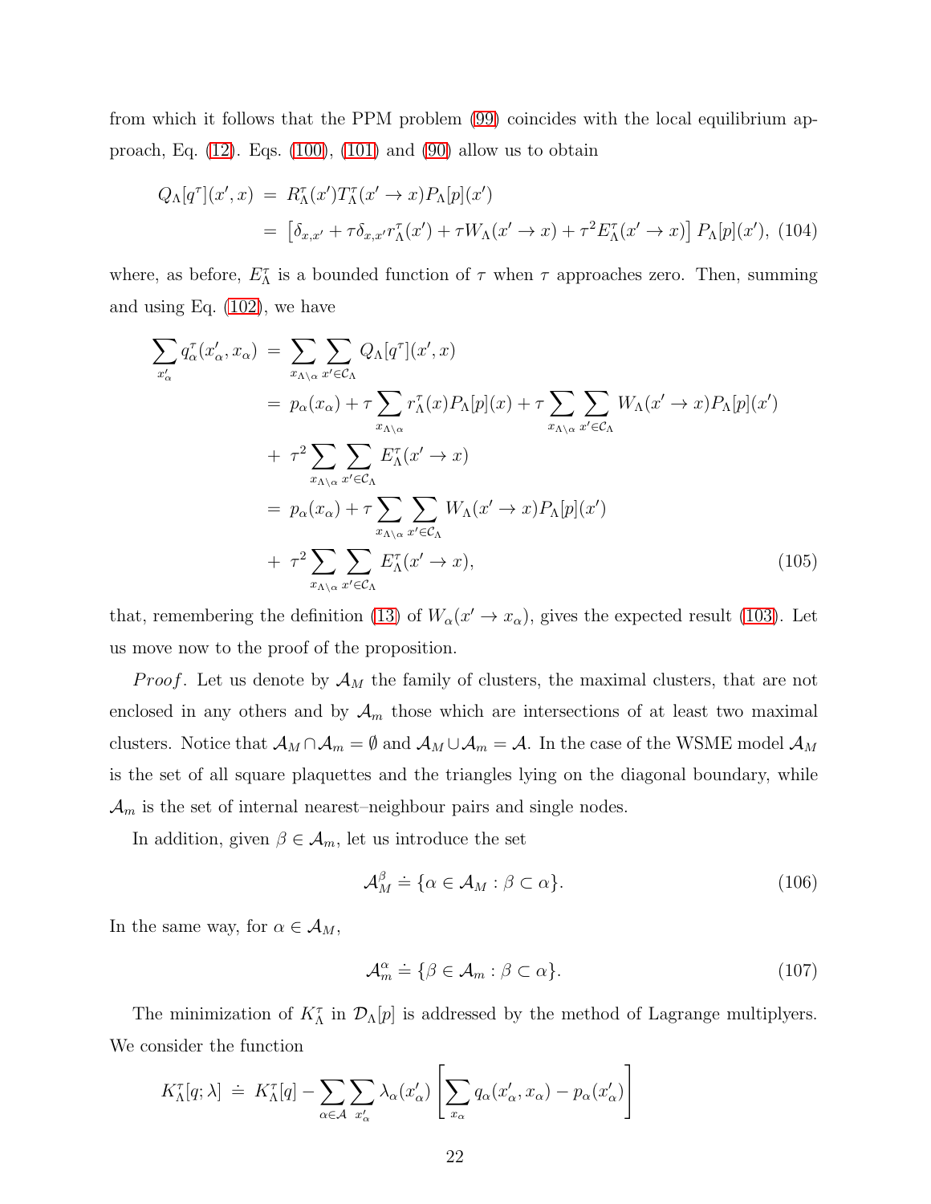from which it follows that the PPM problem (99) coincides with the local equilibrium approach, Eq. (12). Eqs. (100), (101) and (90) allow us to obtain

$$
\begin{aligned}
Q_\Lambda[q^\tau](x',x) &= R^\tau_\Lambda(x') T^\tau_\Lambda(x' \to x) P_\Lambda[p](x') \\
&= \left[\delta_{x,x'} + \tau \delta_{x,x'} r^\tau_\Lambda(x') + \tau W_\Lambda(x' \to x) + \tau^2 E^\tau_\Lambda(x' \to x)\right] P_\Lambda[p](x'), \quad (104)
\end{aligned}
$$

where, as before, $E^\tau_\Lambda$ is a bounded function of $\tau$ when $\tau$ approaches zero. Then, summing and using Eq. (102), we have

$$
\begin{aligned}
\sum_{x'_\alpha} q^\tau_\alpha(x'_\alpha, x_\alpha) &= \sum_{x_{\Lambda\setminus\alpha}} \sum_{x' \in \mathcal{C}_\Lambda} Q_\Lambda[q^\tau](x',x) \\
&= p_\alpha(x_\alpha) + \tau \sum_{x_{\Lambda\setminus\alpha}} r^\tau_\Lambda(x) P_\Lambda[p](x) + \tau \sum_{x_{\Lambda\setminus\alpha}} \sum_{x' \in \mathcal{C}_\Lambda} W_\Lambda(x' \to x) P_\Lambda[p](x') \\
&+ \tau^2 \sum_{x_{\Lambda\setminus\alpha}} \sum_{x' \in \mathcal{C}_\Lambda} E^\tau_\Lambda(x' \to x) \\
&= p_\alpha(x_\alpha) + \tau \sum_{x_{\Lambda\setminus\alpha}} \sum_{x' \in \mathcal{C}_\Lambda} W_\Lambda(x' \to x) P_\Lambda[p](x') \\
&+ \tau^2 \sum_{x_{\Lambda\setminus\alpha}} \sum_{x' \in \mathcal{C}_\Lambda} E^\tau_\Lambda(x' \to x), \quad (105)
\end{aligned}
$$

that, remembering the definition (13) of $W_\alpha(x' \to x_\alpha)$, gives the expected result (103). Let us move now to the proof of the proposition.

*Proof*. Let us denote by $\mathcal{A}_M$ the family of clusters, the maximal clusters, that are not enclosed in any others and by $\mathcal{A}_m$ those which are intersections of at least two maximal clusters. Notice that $\mathcal{A}_M \cap \mathcal{A}_m = \emptyset$ and $\mathcal{A}_M \cup \mathcal{A}_m = \mathcal{A}$. In the case of the WSME model $\mathcal{A}_M$ is the set of all square plaquettes and the triangles lying on the diagonal boundary, while $\mathcal{A}_m$ is the set of internal nearest–neighbour pairs and single nodes.

In addition, given $\beta \in \mathcal{A}_m$, let us introduce the set

$$
\mathcal{A}^\beta_M \doteq \{\alpha \in \mathcal{A}_M : \beta \subset \alpha\}. \quad (106)
$$

In the same way, for $\alpha \in \mathcal{A}_M$,

$$
\mathcal{A}^\alpha_m \doteq \{\beta \in \mathcal{A}_m : \beta \subset \alpha\}. \quad (107)
$$

The minimization of $K^\tau_\Lambda$ in $\mathcal{D}_\Lambda[p]$ is addressed by the method of Lagrange multiplyers. We consider the function

$$
K^\tau_\Lambda[q;\lambda] \doteq K^\tau_\Lambda[q] - \sum_{\alpha \in \mathcal{A}} \sum_{x'_\alpha} \lambda_\alpha(x'_\alpha) \left[\sum_{x_\alpha} q_\alpha(x'_\alpha, x_\alpha) - p_\alpha(x'_\alpha)\right]
$$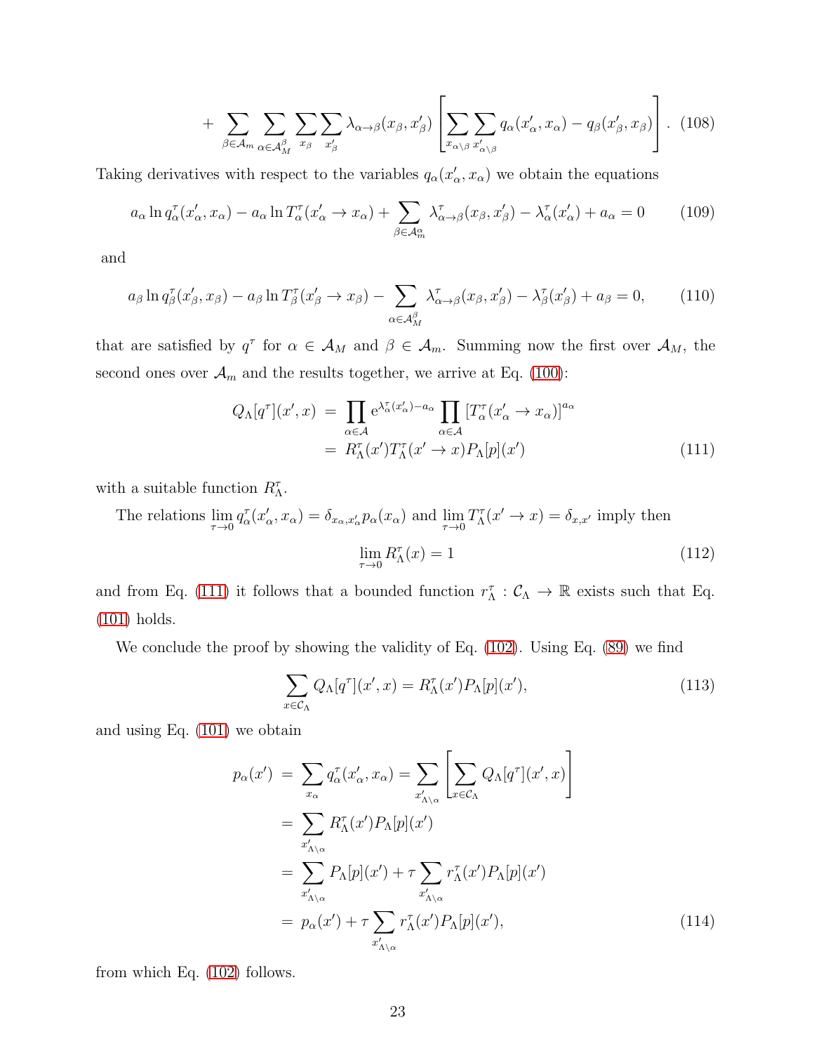$$
+ \sum_{\beta \in \mathcal{A}_m} \sum_{\alpha \in \mathcal{A}_M^\beta} \sum_{x_\beta} \sum_{x'_\beta} \lambda_{\alpha\to\beta}(x_\beta, x'_\beta) \left[ \sum_{x_{\alpha\setminus\beta}} \sum_{x'_{\alpha\setminus\beta}} q_\alpha(x'_\alpha, x_\alpha) - q_\beta(x'_\beta, x_\beta) \right]. \quad (108)
$$

Taking derivatives with respect to the variables $q_\alpha(x'_\alpha, x_\alpha)$ we obtain the equations

$$
a_\alpha \ln q^\tau_\alpha(x'_\alpha, x_\alpha) - a_\alpha \ln T^\tau_\alpha(x'_\alpha \to x_\alpha) + \sum_{\beta \in \mathcal{A}_m^\alpha} \lambda^\tau_{\alpha\to\beta}(x_\beta, x'_\beta) - \lambda^\tau_\alpha(x'_\alpha) + a_\alpha = 0 \quad (109)
$$

and

$$
a_\beta \ln q^\tau_\beta(x'_\beta, x_\beta) - a_\beta \ln T^\tau_\beta(x'_\beta \to x_\beta) - \sum_{\alpha \in \mathcal{A}_M^\beta} \lambda^\tau_{\alpha\to\beta}(x_\beta, x'_\beta) - \lambda^\tau_\beta(x'_\beta) + a_\beta = 0, \quad (110)
$$

that are satisfied by $q^\tau$ for $\alpha \in \mathcal{A}_M$ and $\beta \in \mathcal{A}_m$. Summing now the first over $\mathcal{A}_M$, the second ones over $\mathcal{A}_m$ and the results together, we arrive at Eq. (100):

$$
\begin{aligned}
Q_\Lambda[q^\tau](x', x) &= \prod_{\alpha \in \mathcal{A}} \mathrm{e}^{\lambda^\tau_\alpha(x'_\alpha) - a_\alpha} \prod_{\alpha \in \mathcal{A}} [T^\tau_\alpha(x'_\alpha \to x_\alpha)]^{a_\alpha} \\
&= R^\tau_\Lambda(x') T^\tau_\Lambda(x' \to x) P_\Lambda[p](x')
\end{aligned} \quad (111)
$$

with a suitable function $R^\tau_\Lambda$.

The relations $\lim_{\tau\to 0} q^\tau_\alpha(x'_\alpha, x_\alpha) = \delta_{x_\alpha, x'_\alpha} p_\alpha(x_\alpha)$ and $\lim_{\tau\to 0} T^\tau_\Lambda(x' \to x) = \delta_{x,x'}$ imply then

$$
\lim_{\tau\to 0} R^\tau_\Lambda(x) = 1 \quad (112)
$$

and from Eq. (111) it follows that a bounded function $r^\tau_\Lambda : \mathcal{C}_\Lambda \to \mathbb{R}$ exists such that Eq. (101) holds.

We conclude the proof by showing the validity of Eq. (102). Using Eq. (89) we find

$$
\sum_{x \in \mathcal{C}_\Lambda} Q_\Lambda[q^\tau](x', x) = R^\tau_\Lambda(x') P_\Lambda[p](x'), \quad (113)
$$

and using Eq. (101) we obtain

$$
\begin{aligned}
p_\alpha(x') &= \sum_{x_\alpha} q^\tau_\alpha(x'_\alpha, x_\alpha) = \sum_{x'_{\Lambda\setminus\alpha}} \left[ \sum_{x \in \mathcal{C}_\Lambda} Q_\Lambda[q^\tau](x', x) \right] \\
&= \sum_{x'_{\Lambda\setminus\alpha}} R^\tau_\Lambda(x') P_\Lambda[p](x') \\
&= \sum_{x'_{\Lambda\setminus\alpha}} P_\Lambda[p](x') + \tau \sum_{x'_{\Lambda\setminus\alpha}} r^\tau_\Lambda(x') P_\Lambda[p](x') \\
&= p_\alpha(x') + \tau \sum_{x'_{\Lambda\setminus\alpha}} r^\tau_\Lambda(x') P_\Lambda[p](x'),
\end{aligned} \quad (114)
$$

from which Eq. (102) follows.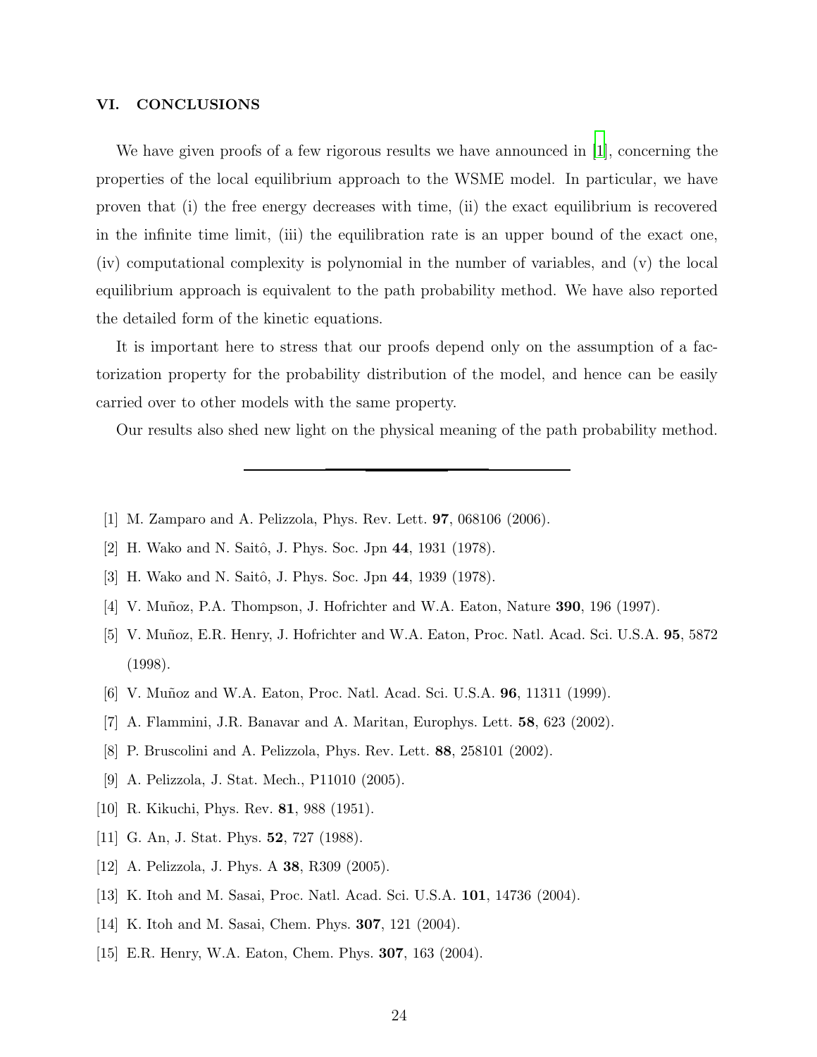## VI. CONCLUSIONS

We have given proofs of a few rigorous results we have announced in [1], concerning the properties of the local equilibrium approach to the WSME model. In particular, we have proven that (i) the free energy decreases with time, (ii) the exact equilibrium is recovered in the infinite time limit, (iii) the equilibration rate is an upper bound of the exact one, (iv) computational complexity is polynomial in the number of variables, and (v) the local equilibrium approach is equivalent to the path probability method. We have also reported the detailed form of the kinetic equations.

It is important here to stress that our proofs depend only on the assumption of a factorization property for the probability distribution of the model, and hence can be easily carried over to other models with the same property.

Our results also shed new light on the physical meaning of the path probability method.

---

[1] M. Zamparo and A. Pelizzola, Phys. Rev. Lett. **97**, 068106 (2006).

[2] H. Wako and N. Saitô, J. Phys. Soc. Jpn **44**, 1931 (1978).

[3] H. Wako and N. Saitô, J. Phys. Soc. Jpn **44**, 1939 (1978).

[4] V. Muñoz, P.A. Thompson, J. Hofrichter and W.A. Eaton, Nature **390**, 196 (1997).

[5] V. Muñoz, E.R. Henry, J. Hofrichter and W.A. Eaton, Proc. Natl. Acad. Sci. U.S.A. **95**, 5872 (1998).

[6] V. Muñoz and W.A. Eaton, Proc. Natl. Acad. Sci. U.S.A. **96**, 11311 (1999).

[7] A. Flammini, J.R. Banavar and A. Maritan, Europhys. Lett. **58**, 623 (2002).

[8] P. Bruscolini and A. Pelizzola, Phys. Rev. Lett. **88**, 258101 (2002).

[9] A. Pelizzola, J. Stat. Mech., P11010 (2005).

[10] R. Kikuchi, Phys. Rev. **81**, 988 (1951).

[11] G. An, J. Stat. Phys. **52**, 727 (1988).

[12] A. Pelizzola, J. Phys. A **38**, R309 (2005).

[13] K. Itoh and M. Sasai, Proc. Natl. Acad. Sci. U.S.A. **101**, 14736 (2004).

[14] K. Itoh and M. Sasai, Chem. Phys. **307**, 121 (2004).

[15] E.R. Henry, W.A. Eaton, Chem. Phys. **307**, 163 (2004).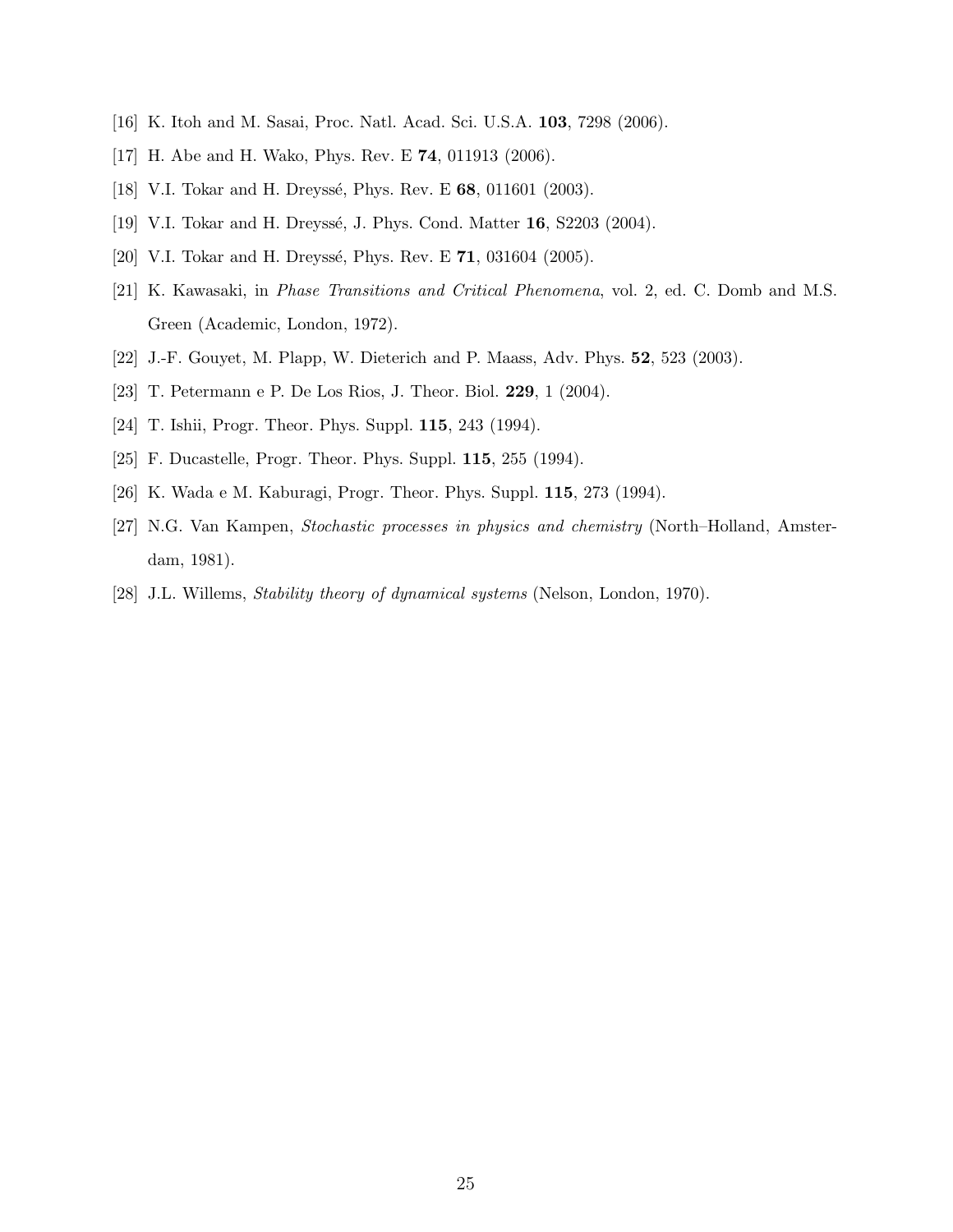[16] K. Itoh and M. Sasai, Proc. Natl. Acad. Sci. U.S.A. **103**, 7298 (2006).

[17] H. Abe and H. Wako, Phys. Rev. E **74**, 011913 (2006).

[18] V.I. Tokar and H. Dreyssé, Phys. Rev. E **68**, 011601 (2003).

[19] V.I. Tokar and H. Dreyssé, J. Phys. Cond. Matter **16**, S2203 (2004).

[20] V.I. Tokar and H. Dreyssé, Phys. Rev. E **71**, 031604 (2005).

[21] K. Kawasaki, in *Phase Transitions and Critical Phenomena*, vol. 2, ed. C. Domb and M.S. Green (Academic, London, 1972).

[22] J.-F. Gouyet, M. Plapp, W. Dieterich and P. Maass, Adv. Phys. **52**, 523 (2003).

[23] T. Petermann e P. De Los Rios, J. Theor. Biol. **229**, 1 (2004).

[24] T. Ishii, Progr. Theor. Phys. Suppl. **115**, 243 (1994).

[25] F. Ducastelle, Progr. Theor. Phys. Suppl. **115**, 255 (1994).

[26] K. Wada e M. Kaburagi, Progr. Theor. Phys. Suppl. **115**, 273 (1994).

[27] N.G. Van Kampen, *Stochastic processes in physics and chemistry* (North–Holland, Amsterdam, 1981).

[28] J.L. Willems, *Stability theory of dynamical systems* (Nelson, London, 1970).